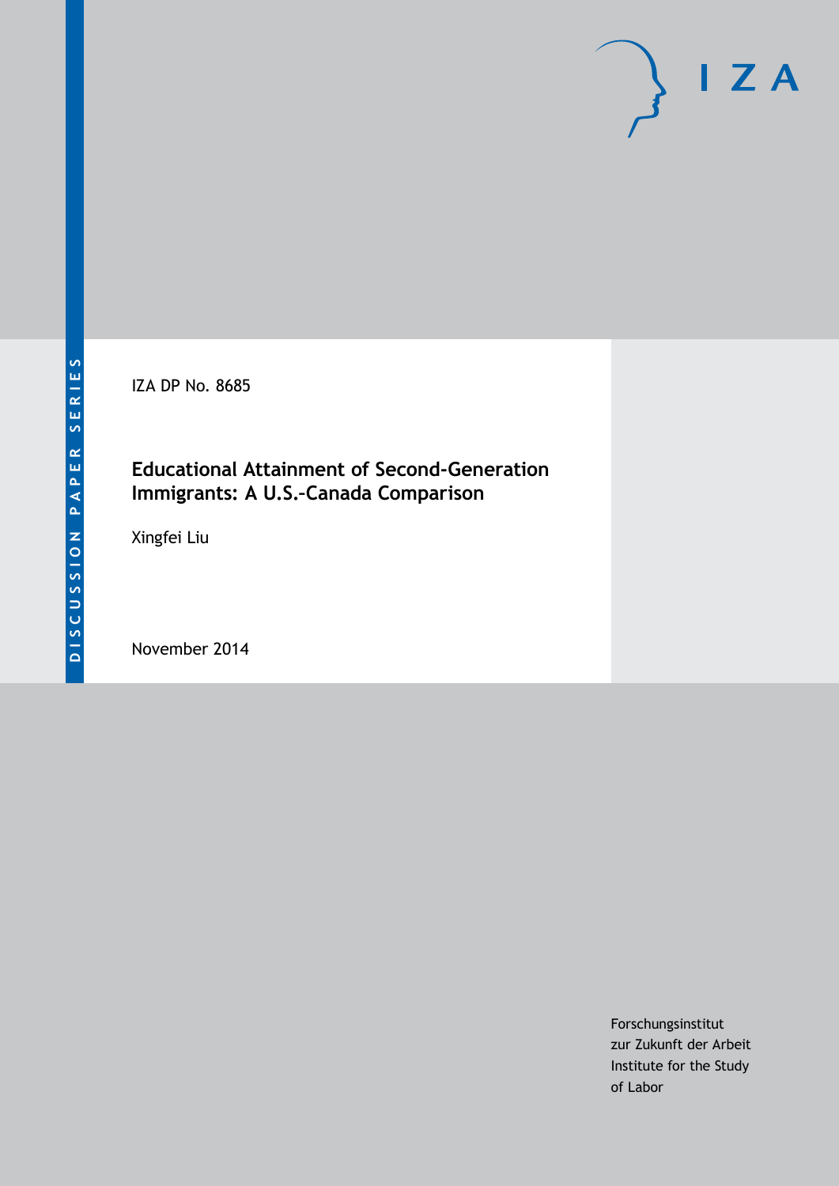DISCUSSION PAPER SERIES

IZA

IZA DP No. 8685

# Educational Attainment of Second-Generation Immigrants: A U.S.–Canada Comparison

Xingfei Liu

November 2014

Forschungsinstitut
zur Zukunft der Arbeit
Institute for the Study
of Labor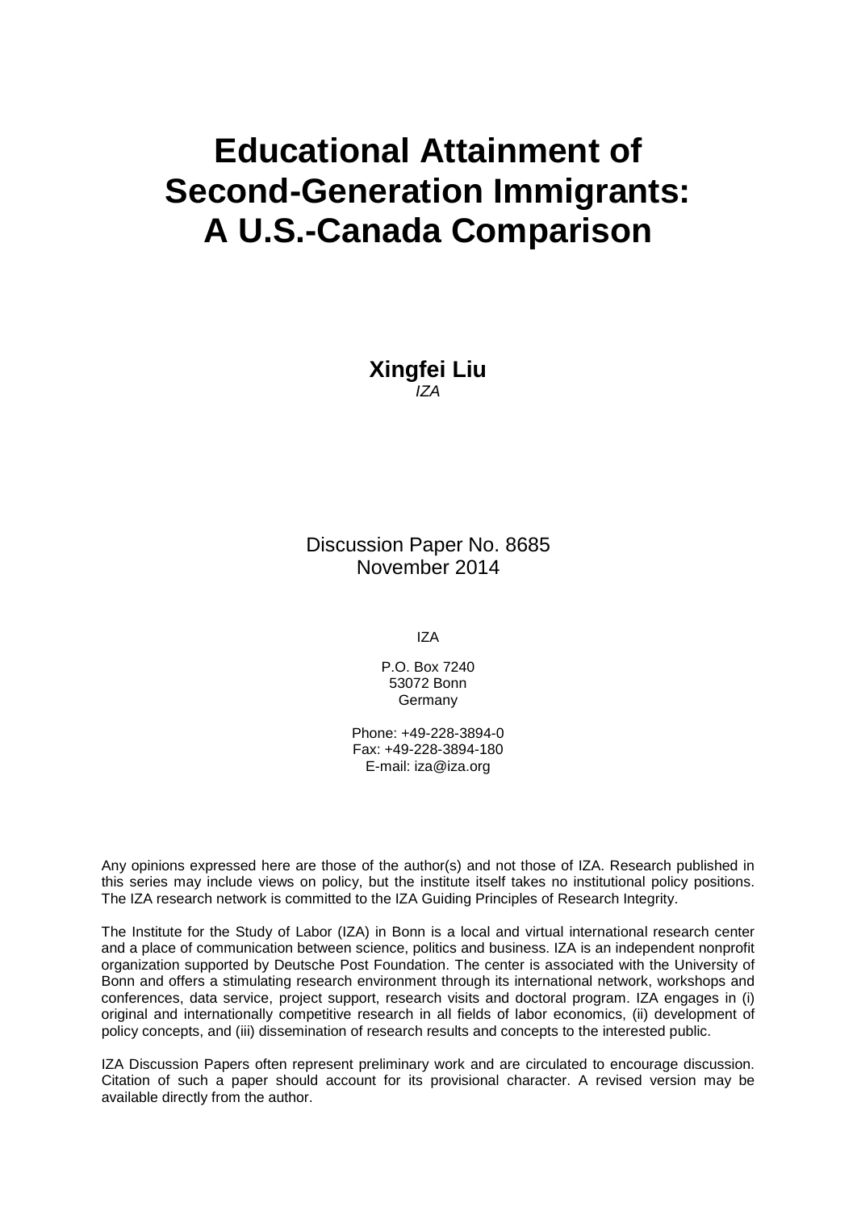# Educational Attainment of Second-Generation Immigrants: A U.S.-Canada Comparison

**Xingfei Liu**
*IZA*

Discussion Paper No. 8685
November 2014

IZA

P.O. Box 7240
53072 Bonn
Germany

Phone: +49-228-3894-0
Fax: +49-228-3894-180
E-mail: iza@iza.org

Any opinions expressed here are those of the author(s) and not those of IZA. Research published in this series may include views on policy, but the institute itself takes no institutional policy positions. The IZA research network is committed to the IZA Guiding Principles of Research Integrity.

The Institute for the Study of Labor (IZA) in Bonn is a local and virtual international research center and a place of communication between science, politics and business. IZA is an independent nonprofit organization supported by Deutsche Post Foundation. The center is associated with the University of Bonn and offers a stimulating research environment through its international network, workshops and conferences, data service, project support, research visits and doctoral program. IZA engages in (i) original and internationally competitive research in all fields of labor economics, (ii) development of policy concepts, and (iii) dissemination of research results and concepts to the interested public.

IZA Discussion Papers often represent preliminary work and are circulated to encourage discussion. Citation of such a paper should account for its provisional character. A revised version may be available directly from the author.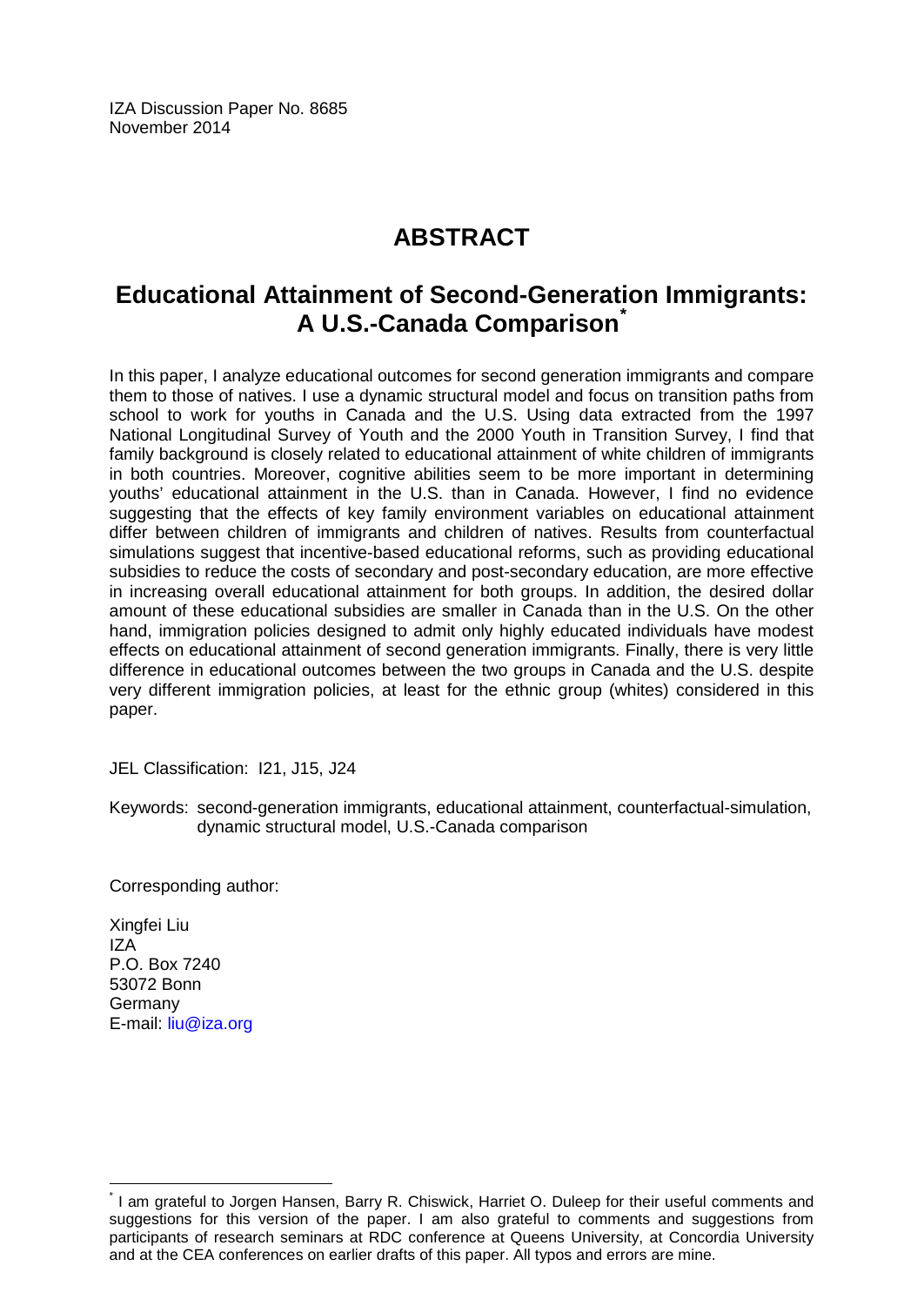IZA Discussion Paper No. 8685
November 2014

## ABSTRACT

## Educational Attainment of Second-Generation Immigrants: A U.S.-Canada Comparison*

In this paper, I analyze educational outcomes for second generation immigrants and compare them to those of natives. I use a dynamic structural model and focus on transition paths from school to work for youths in Canada and the U.S. Using data extracted from the 1997 National Longitudinal Survey of Youth and the 2000 Youth in Transition Survey, I find that family background is closely related to educational attainment of white children of immigrants in both countries. Moreover, cognitive abilities seem to be more important in determining youths' educational attainment in the U.S. than in Canada. However, I find no evidence suggesting that the effects of key family environment variables on educational attainment differ between children of immigrants and children of natives. Results from counterfactual simulations suggest that incentive-based educational reforms, such as providing educational subsidies to reduce the costs of secondary and post-secondary education, are more effective in increasing overall educational attainment for both groups. In addition, the desired dollar amount of these educational subsidies are smaller in Canada than in the U.S. On the other hand, immigration policies designed to admit only highly educated individuals have modest effects on educational attainment of second generation immigrants. Finally, there is very little difference in educational outcomes between the two groups in Canada and the U.S. despite very different immigration policies, at least for the ethnic group (whites) considered in this paper.

JEL Classification: I21, J15, J24

Keywords: second-generation immigrants, educational attainment, counterfactual-simulation, dynamic structural model, U.S.-Canada comparison

Corresponding author:

Xingfei Liu
IZA
P.O. Box 7240
53072 Bonn
Germany
E-mail: liu@iza.org

* I am grateful to Jorgen Hansen, Barry R. Chiswick, Harriet O. Duleep for their useful comments and suggestions for this version of the paper. I am also grateful to comments and suggestions from participants of research seminars at RDC conference at Queens University, at Concordia University and at the CEA conferences on earlier drafts of this paper. All typos and errors are mine.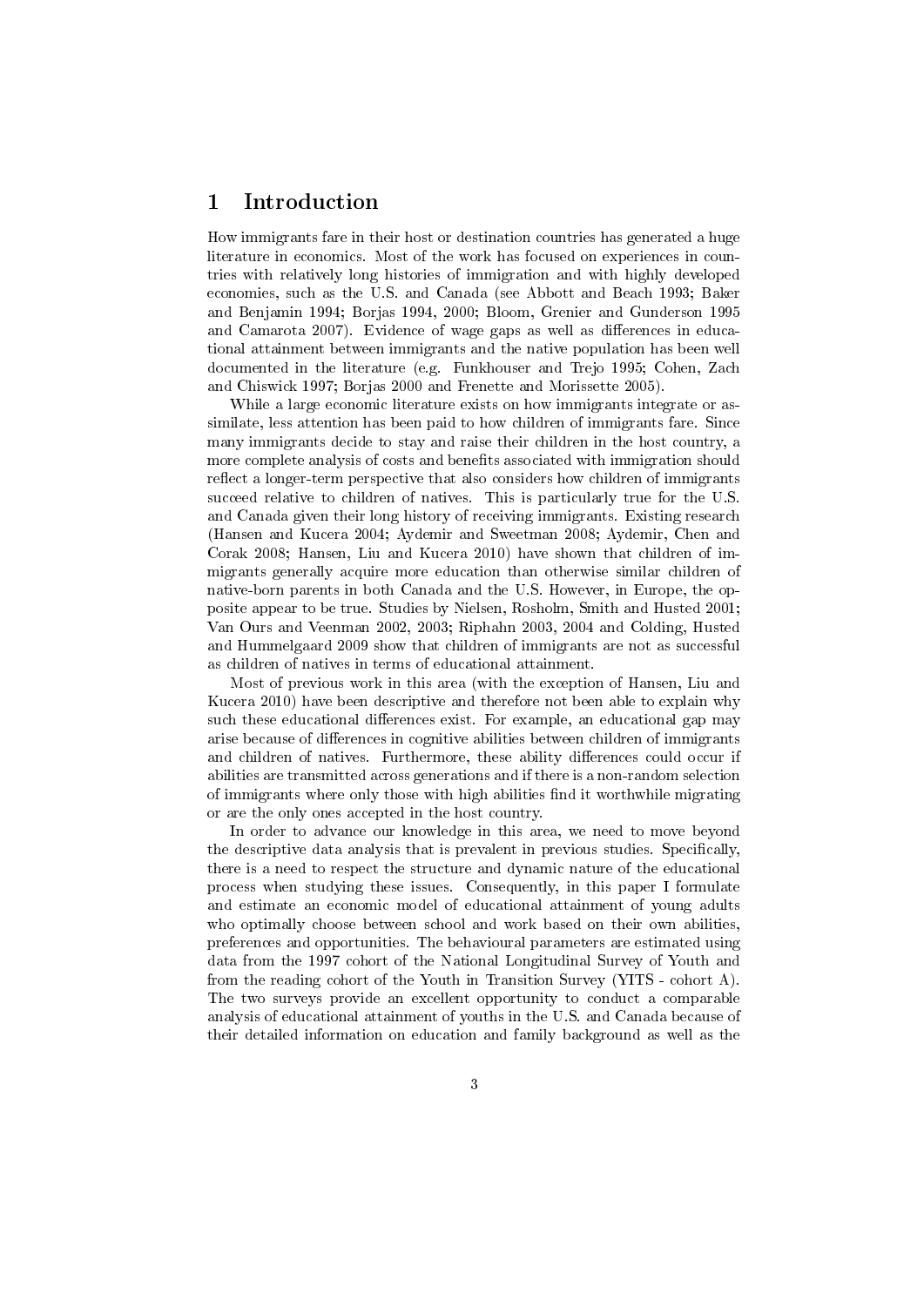# 1 Introduction

How immigrants fare in their host or destination countries has generated a huge literature in economics. Most of the work has focused on experiences in countries with relatively long histories of immigration and with highly developed economies, such as the U.S. and Canada (see Abbott and Beach 1993; Baker and Benjamin 1994; Borjas 1994, 2000; Bloom, Grenier and Gunderson 1995 and Camarota 2007). Evidence of wage gaps as well as differences in educational attainment between immigrants and the native population has been well documented in the literature (e.g. Funkhouser and Trejo 1995; Cohen, Zach and Chiswick 1997; Borjas 2000 and Frenette and Morissette 2005).

While a large economic literature exists on how immigrants integrate or assimilate, less attention has been paid to how children of immigrants fare. Since many immigrants decide to stay and raise their children in the host country, a more complete analysis of costs and benefits associated with immigration should reflect a longer-term perspective that also considers how children of immigrants succeed relative to children of natives. This is particularly true for the U.S. and Canada given their long history of receiving immigrants. Existing research (Hansen and Kucera 2004; Aydemir and Sweetman 2008; Aydemir, Chen and Corak 2008; Hansen, Liu and Kucera 2010) have shown that children of immigrants generally acquire more education than otherwise similar children of native-born parents in both Canada and the U.S. However, in Europe, the opposite appear to be true. Studies by Nielsen, Rosholm, Smith and Husted 2001; Van Ours and Veenman 2002, 2003; Riphahn 2003, 2004 and Colding, Husted and Hummelgaard 2009 show that children of immigrants are not as successful as children of natives in terms of educational attainment.

Most of previous work in this area (with the exception of Hansen, Liu and Kucera 2010) have been descriptive and therefore not been able to explain why such these educational differences exist. For example, an educational gap may arise because of differences in cognitive abilities between children of immigrants and children of natives. Furthermore, these ability differences could occur if abilities are transmitted across generations and if there is a non-random selection of immigrants where only those with high abilities find it worthwhile migrating or are the only ones accepted in the host country.

In order to advance our knowledge in this area, we need to move beyond the descriptive data analysis that is prevalent in previous studies. Specifically, there is a need to respect the structure and dynamic nature of the educational process when studying these issues. Consequently, in this paper I formulate and estimate an economic model of educational attainment of young adults who optimally choose between school and work based on their own abilities, preferences and opportunities. The behavioural parameters are estimated using data from the 1997 cohort of the National Longitudinal Survey of Youth and from the reading cohort of the Youth in Transition Survey (YITS - cohort A). The two surveys provide an excellent opportunity to conduct a comparable analysis of educational attainment of youths in the U.S. and Canada because of their detailed information on education and family background as well as the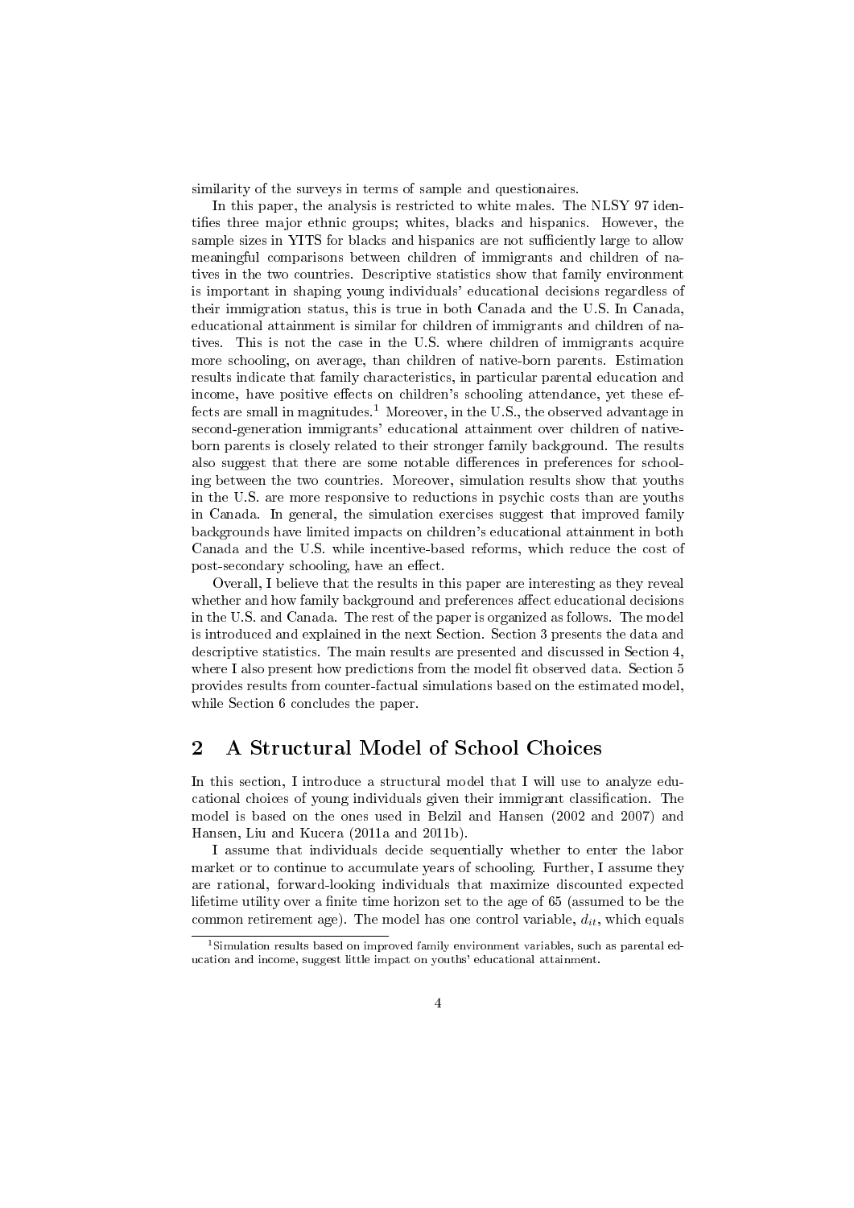similarity of the surveys in terms of sample and questionaires.

In this paper, the analysis is restricted to white males. The NLSY 97 identifies three major ethnic groups; whites, blacks and hispanics. However, the sample sizes in YITS for blacks and hispanics are not sufficiently large to allow meaningful comparisons between children of immigrants and children of natives in the two countries. Descriptive statistics show that family environment is important in shaping young individuals' educational decisions regardless of their immigration status, this is true in both Canada and the U.S. In Canada, educational attainment is similar for children of immigrants and children of natives. This is not the case in the U.S. where children of immigrants acquire more schooling, on average, than children of native-born parents. Estimation results indicate that family characteristics, in particular parental education and income, have positive effects on children's schooling attendance, yet these effects are small in magnitudes.[1] Moreover, in the U.S., the observed advantage in second-generation immigrants' educational attainment over children of native-born parents is closely related to their stronger family background. The results also suggest that there are some notable differences in preferences for schooling between the two countries. Moreover, simulation results show that youths in the U.S. are more responsive to reductions in psychic costs than are youths in Canada. In general, the simulation exercises suggest that improved family backgrounds have limited impacts on children's educational attainment in both Canada and the U.S. while incentive-based reforms, which reduce the cost of post-secondary schooling, have an effect.

Overall, I believe that the results in this paper are interesting as they reveal whether and how family background and preferences affect educational decisions in the U.S. and Canada. The rest of the paper is organized as follows. The model is introduced and explained in the next Section. Section 3 presents the data and descriptive statistics. The main results are presented and discussed in Section 4, where I also present how predictions from the model fit observed data. Section 5 provides results from counter-factual simulations based on the estimated model, while Section 6 concludes the paper.

## 2 A Structural Model of School Choices

In this section, I introduce a structural model that I will use to analyze educational choices of young individuals given their immigrant classification. The model is based on the ones used in Belzil and Hansen (2002 and 2007) and Hansen, Liu and Kucera (2011a and 2011b).

I assume that individuals decide sequentially whether to enter the labor market or to continue to accumulate years of schooling. Further, I assume they are rational, forward-looking individuals that maximize discounted expected lifetime utility over a finite time horizon set to the age of 65 (assumed to be the common retirement age). The model has one control variable, $d_{it}$, which equals

[1] Simulation results based on improved family environment variables, such as parental education and income, suggest little impact on youths' educational attainment.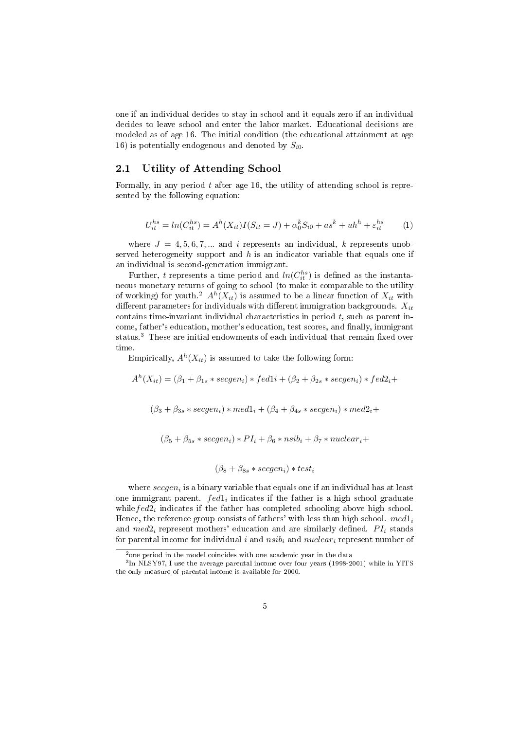one if an individual decides to stay in school and it equals zero if an individual decides to leave school and enter the labor market. Educational decisions are modeled as of age 16. The initial condition (the educational attainment at age 16) is potentially endogenous and denoted by $S_{i0}$.

## 2.1 Utility of Attending School

Formally, in any period $t$ after age 16, the utility of attending school is represented by the following equation:

$$U_{it}^{hs} = ln(C_{it}^{hs}) = A^h(X_{it})I(S_{it} = J) + \alpha_0^k S_{i0} + as^k + uh^h + \varepsilon_{it}^{hs} \qquad (1)$$

where $J = 4, 5, 6, 7, ...$ and $i$ represents an individual, $k$ represents unobserved heterogeneity support and $h$ is an indicator variable that equals one if an individual is second-generation immigrant.

Further, $t$ represents a time period and $ln(C_{it}^{hs})$ is defined as the instantaneous monetary returns of going to school (to make it comparable to the utility of working) for youth.[2] $A^h(X_{it})$ is assumed to be a linear function of $X_{it}$ with different parameters for individuals with different immigration backgrounds. $X_{it}$ contains time-invariant individual characteristics in period $t$, such as parent income, father's education, mother's education, test scores, and finally, immigrant status.[3] These are initial endowments of each individual that remain fixed over time.

Empirically, $A^h(X_{it})$ is assumed to take the following form:

$$A^h(X_{it}) = (\beta_1 + \beta_{1s} * secgen_i) * fed1i + (\beta_2 + \beta_{2s} * secgen_i) * fed2_i +$$

$$(\beta_3 + \beta_{3s} * secgen_i) * med1_i + (\beta_4 + \beta_{4s} * secgen_i) * med2_i +$$

$$(\beta_5 + \beta_{5s} * secgen_i) * PI_i + \beta_6 * nsib_i + \beta_7 * nuclear_i +$$

$$(\beta_8 + \beta_{8s} * secgen_i) * test_i$$

where $secgen_i$ is a binary variable that equals one if an individual has at least one immigrant parent. $fed1_i$ indicates if the father is a high school graduate while $fed2_i$ indicates if the father has completed schooling above high school. Hence, the reference group consists of fathers' with less than high school. $med1_i$ and $med2_i$ represent mothers' education and are similarly defined. $PI_i$ stands for parental income for individual $i$ and $nsib_i$ and $nuclear_i$ represent number of

[2] one period in the model coincides with one academic year in the data

[3] In NLSY97, I use the average parental income over four years (1998-2001) while in YITS the only measure of parental income is available for 2000.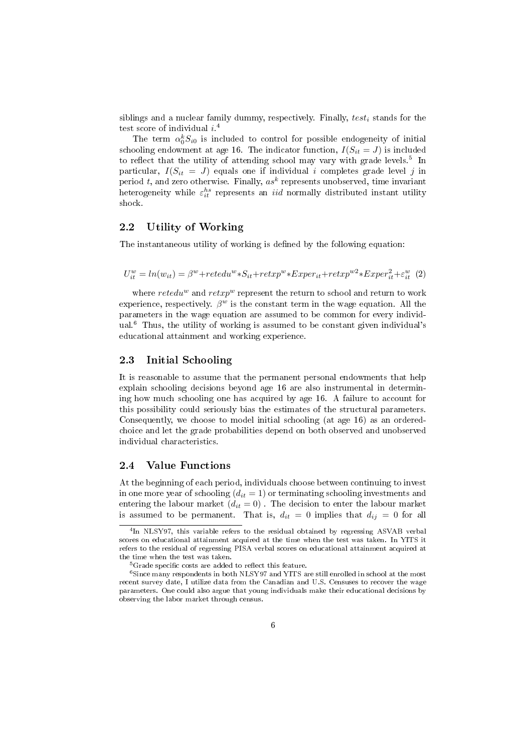siblings and a nuclear family dummy, respectively. Finally, $test_i$ stands for the test score of individual $i$.[4]

The term $\alpha_0^k S_{i0}$ is included to control for possible endogeneity of initial schooling endowment at age 16. The indicator function, $I(S_{it} = J)$ is included to reflect that the utility of attending school may vary with grade levels.[5] In particular, $I(S_{it} = J)$ equals one if individual $i$ completes grade level $j$ in period $t$, and zero otherwise. Finally, $as^k$ represents unobserved, time invariant heterogeneity while $\varepsilon_{it}^{hs}$ represents an *iid* normally distributed instant utility shock.

## 2.2 Utility of Working

The instantaneous utility of working is defined by the following equation:

$$U_{it}^w = ln(w_{it}) = \beta^w + retedu^w * S_{it} + retxp^w * Exper_{it} + retxp^{w2} * Exper_{it}^2 + \varepsilon_{it}^w \quad (2)$$

where $retedu^w$ and $retxp^w$ represent the return to school and return to work experience, respectively. $\beta^w$ is the constant term in the wage equation. All the parameters in the wage equation are assumed to be common for every individual.[6] Thus, the utility of working is assumed to be constant given individual's educational attainment and working experience.

## 2.3 Initial Schooling

It is reasonable to assume that the permanent personal endowments that help explain schooling decisions beyond age 16 are also instrumental in determining how much schooling one has acquired by age 16. A failure to account for this possibility could seriously bias the estimates of the structural parameters. Consequently, we choose to model initial schooling (at age 16) as an ordered-choice and let the grade probabilities depend on both observed and unobserved individual characteristics.

## 2.4 Value Functions

At the beginning of each period, individuals choose between continuing to invest in one more year of schooling ($d_{it} = 1$) or terminating schooling investments and entering the labour market ($d_{it} = 0$) . The decision to enter the labour market is assumed to be permanent. That is, $d_{it} = 0$ implies that $d_{ij} = 0$ for all

[4] In NLSY97, this variable refers to the residual obtained by regressing ASVAB verbal scores on educational attainment acquired at the time when the test was taken. In YITS it refers to the residual of regressing PISA verbal scores on educational attainment acquired at the time when the test was taken.

[5] Grade specific costs are added to reflect this feature.

[6] Since many respondents in both NLSY97 and YITS are still enrolled in school at the most recent survey date, I utilize data from the Canadian and U.S. Censuses to recover the wage parameters. One could also argue that young individuals make their educational decisions by observing the labor market through census.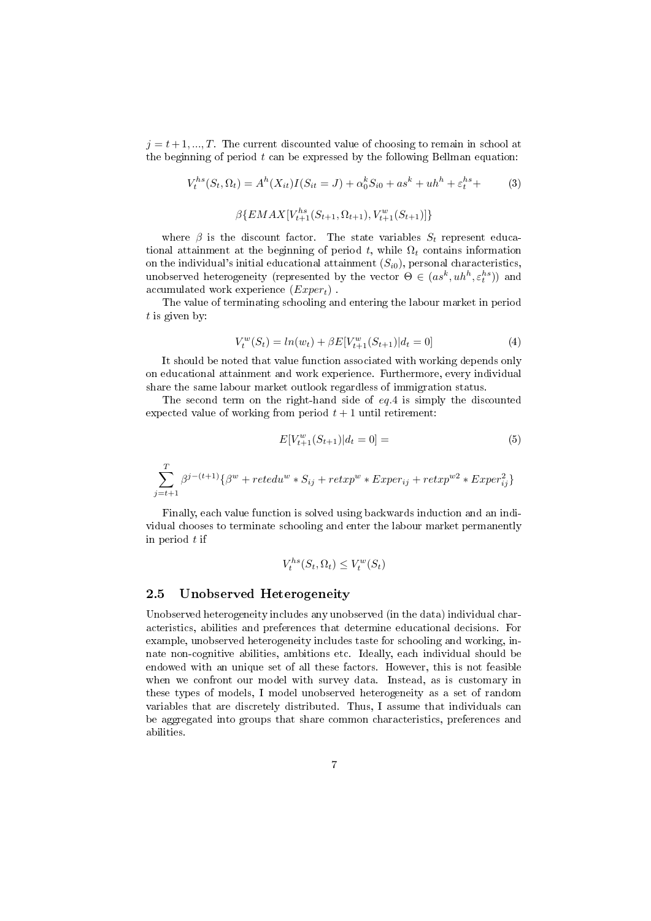$j = t+1, ..., T$. The current discounted value of choosing to remain in school at the beginning of period $t$ can be expressed by the following Bellman equation:

$$V_t^{hs}(S_t, \Omega_t) = A^h(X_{it})I(S_{it} = J) + \alpha_0^k S_{i0} + as^k + uh^h + \varepsilon_t^{hs} + \tag{3}$$

$$\beta\{EMAX[V_{t+1}^{hs}(S_{t+1}, \Omega_{t+1}), V_{t+1}^{w}(S_{t+1})]\}$$

where $\beta$ is the discount factor. The state variables $S_t$ represent educational attainment at the beginning of period $t$, while $\Omega_t$ contains information on the individual's initial educational attainment ($S_{i0}$), personal characteristics, unobserved heterogeneity (represented by the vector $\Theta \in (as^k, uh^h, \varepsilon_t^{hs})$) and accumulated work experience ($Exper_t$) .

The value of terminating schooling and entering the labour market in period $t$ is given by:

$$V_t^w(S_t) = ln(w_t) + \beta E[V_{t+1}^w(S_{t+1})|d_t = 0] \tag{4}$$

It should be noted that value function associated with working depends only on educational attainment and work experience. Furthermore, every individual share the same labour market outlook regardless of immigration status.

The second term on the right-hand side of *eq.4* is simply the discounted expected value of working from period $t+1$ until retirement:

$$E[V_{t+1}^w(S_{t+1})|d_t = 0] = \tag{5}$$

$$\sum_{j=t+1}^{T} \beta^{j-(t+1)}\{\beta^w + retedu^w * S_{ij} + retxp^w * Exper_{ij} + retxp^{w2} * Exper_{ij}^2\}$$

Finally, each value function is solved using backwards induction and an individual chooses to terminate schooling and enter the labour market permanently in period $t$ if

$$V_t^{hs}(S_t, \Omega_t) \leq V_t^w(S_t)$$

## 2.5 Unobserved Heterogeneity

Unobserved heterogeneity includes any unobserved (in the data) individual characteristics, abilities and preferences that determine educational decisions. For example, unobserved heterogeneity includes taste for schooling and working, innate non-cognitive abilities, ambitions etc. Ideally, each individual should be endowed with an unique set of all these factors. However, this is not feasible when we confront our model with survey data. Instead, as is customary in these types of models, I model unobserved heterogeneity as a set of random variables that are discretely distributed. Thus, I assume that individuals can be aggregated into groups that share common characteristics, preferences and abilities.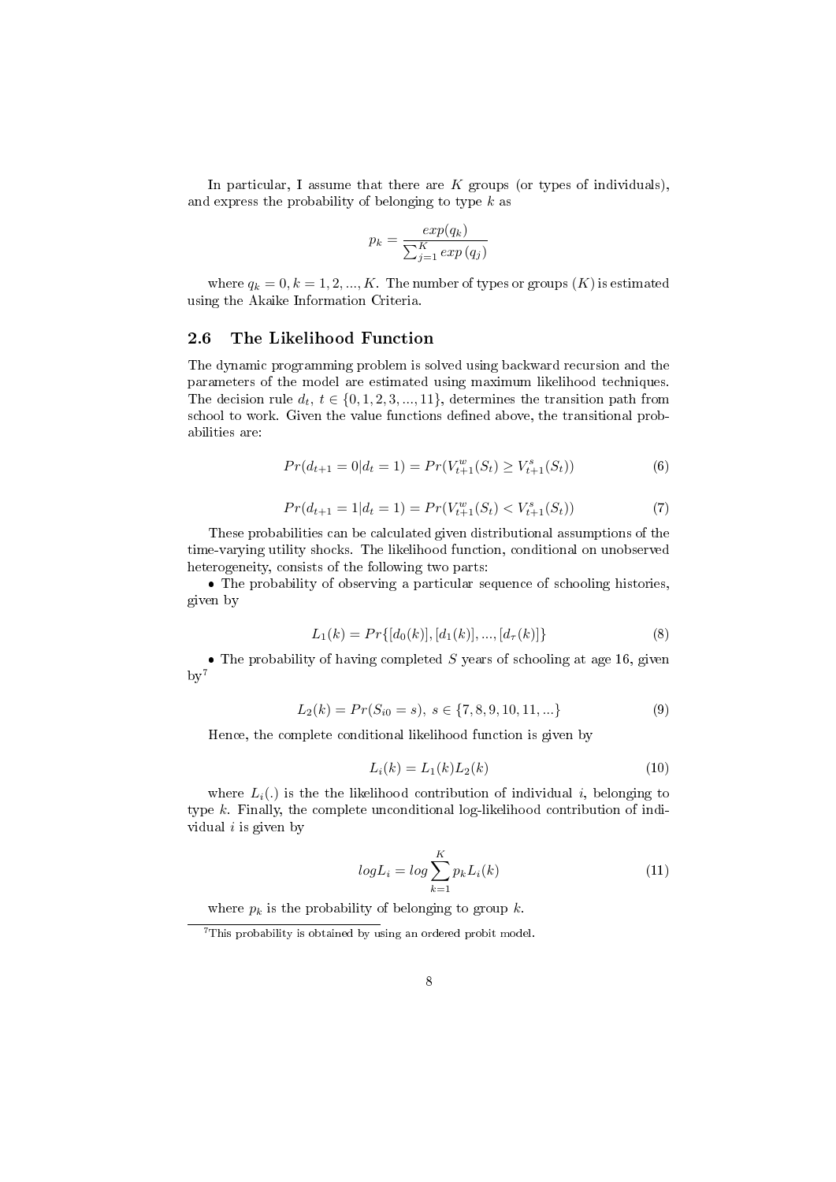In particular, I assume that there are $K$ groups (or types of individuals), and express the probability of belonging to type $k$ as

$$p_k = \frac{exp(q_k)}{\sum_{j=1}^{K} exp\,(q_j)}$$

where $q_k = 0, k = 1, 2, ..., K$. The number of types or groups ($K$) is estimated using the Akaike Information Criteria.

## 2.6 The Likelihood Function

The dynamic programming problem is solved using backward recursion and the parameters of the model are estimated using maximum likelihood techniques. The decision rule $d_t$, $t \in \{0, 1, 2, 3, ..., 11\}$, determines the transition path from school to work. Given the value functions defined above, the transitional probabilities are:

$$Pr(d_{t+1} = 0 | d_t = 1) = Pr(V_{t+1}^{w}(S_t) \geq V_{t+1}^{s}(S_t)) \tag{6}$$

$$Pr(d_{t+1} = 1 | d_t = 1) = Pr(V_{t+1}^{w}(S_t) < V_{t+1}^{s}(S_t)) \tag{7}$$

These probabilities can be calculated given distributional assumptions of the time-varying utility shocks. The likelihood function, conditional on unobserved heterogeneity, consists of the following two parts:

• The probability of observing a particular sequence of schooling histories, given by

$$L_1(k) = Pr\{[d_0(k)], [d_1(k)], ..., [d_\tau(k)]\} \tag{8}$$

• The probability of having completed $S$ years of schooling at age 16, given by[7]

$$L_2(k) = Pr(S_{i0} = s),\; s \in \{7, 8, 9, 10, 11, ...\} \tag{9}$$

Hence, the complete conditional likelihood function is given by

$$L_i(k) = L_1(k) L_2(k) \tag{10}$$

where $L_i(.)$ is the the likelihood contribution of individual $i$, belonging to type $k$. Finally, the complete unconditional log-likelihood contribution of individual $i$ is given by

$$logL_i = log \sum_{k=1}^{K} p_k L_i(k) \tag{11}$$

where $p_k$ is the probability of belonging to group $k$.

[7]This probability is obtained by using an ordered probit model.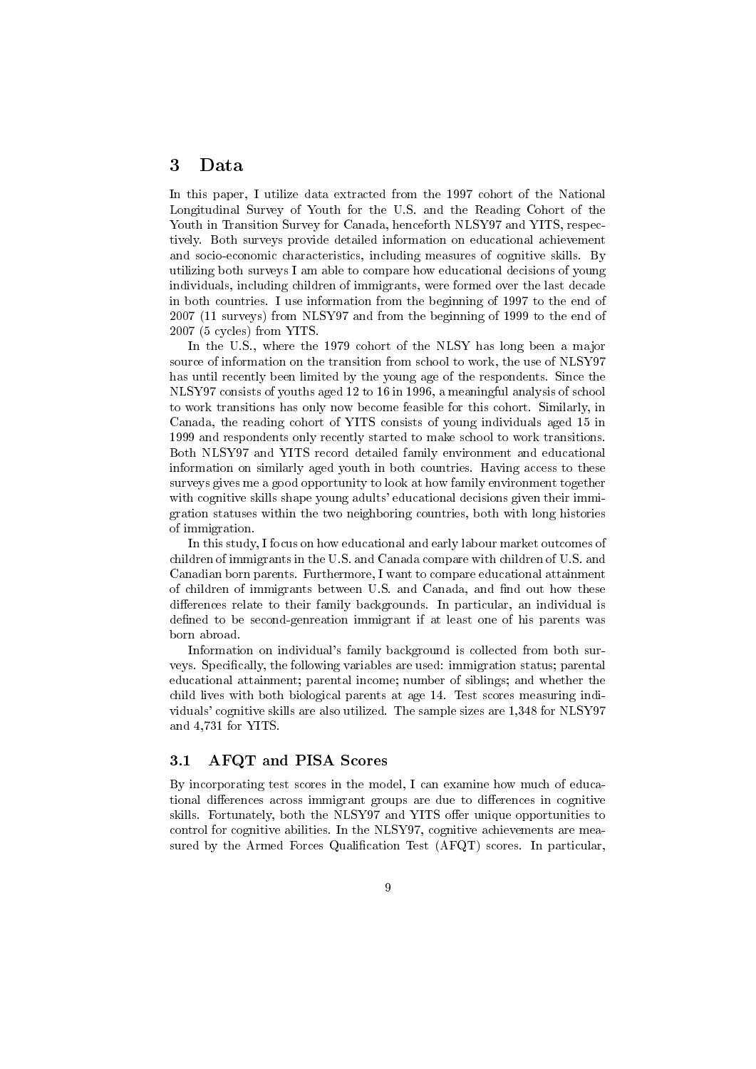# 3 Data

In this paper, I utilize data extracted from the 1997 cohort of the National Longitudinal Survey of Youth for the U.S. and the Reading Cohort of the Youth in Transition Survey for Canada, henceforth NLSY97 and YITS, respectively. Both surveys provide detailed information on educational achievement and socio-economic characteristics, including measures of cognitive skills. By utilizing both surveys I am able to compare how educational decisions of young individuals, including children of immigrants, were formed over the last decade in both countries. I use information from the beginning of 1997 to the end of 2007 (11 surveys) from NLSY97 and from the beginning of 1999 to the end of 2007 (5 cycles) from YITS.

In the U.S., where the 1979 cohort of the NLSY has long been a major source of information on the transition from school to work, the use of NLSY97 has until recently been limited by the young age of the respondents. Since the NLSY97 consists of youths aged 12 to 16 in 1996, a meaningful analysis of school to work transitions has only now become feasible for this cohort. Similarly, in Canada, the reading cohort of YITS consists of young individuals aged 15 in 1999 and respondents only recently started to make school to work transitions. Both NLSY97 and YITS record detailed family environment and educational information on similarly aged youth in both countries. Having access to these surveys gives me a good opportunity to look at how family environment together with cognitive skills shape young adults' educational decisions given their immigration statuses within the two neighboring countries, both with long histories of immigration.

In this study, I focus on how educational and early labour market outcomes of children of immigrants in the U.S. and Canada compare with children of U.S. and Canadian born parents. Furthermore, I want to compare educational attainment of children of immigrants between U.S. and Canada, and find out how these differences relate to their family backgrounds. In particular, an individual is defined to be second-genreation immigrant if at least one of his parents was born abroad.

Information on individual's family background is collected from both surveys. Specifically, the following variables are used: immigration status; parental educational attainment; parental income; number of siblings; and whether the child lives with both biological parents at age 14. Test scores measuring individuals' cognitive skills are also utilized. The sample sizes are 1,348 for NLSY97 and 4,731 for YITS.

## 3.1 AFQT and PISA Scores

By incorporating test scores in the model, I can examine how much of educational differences across immigrant groups are due to differences in cognitive skills. Fortunately, both the NLSY97 and YITS offer unique opportunities to control for cognitive abilities. In the NLSY97, cognitive achievements are measured by the Armed Forces Qualification Test (AFQT) scores. In particular,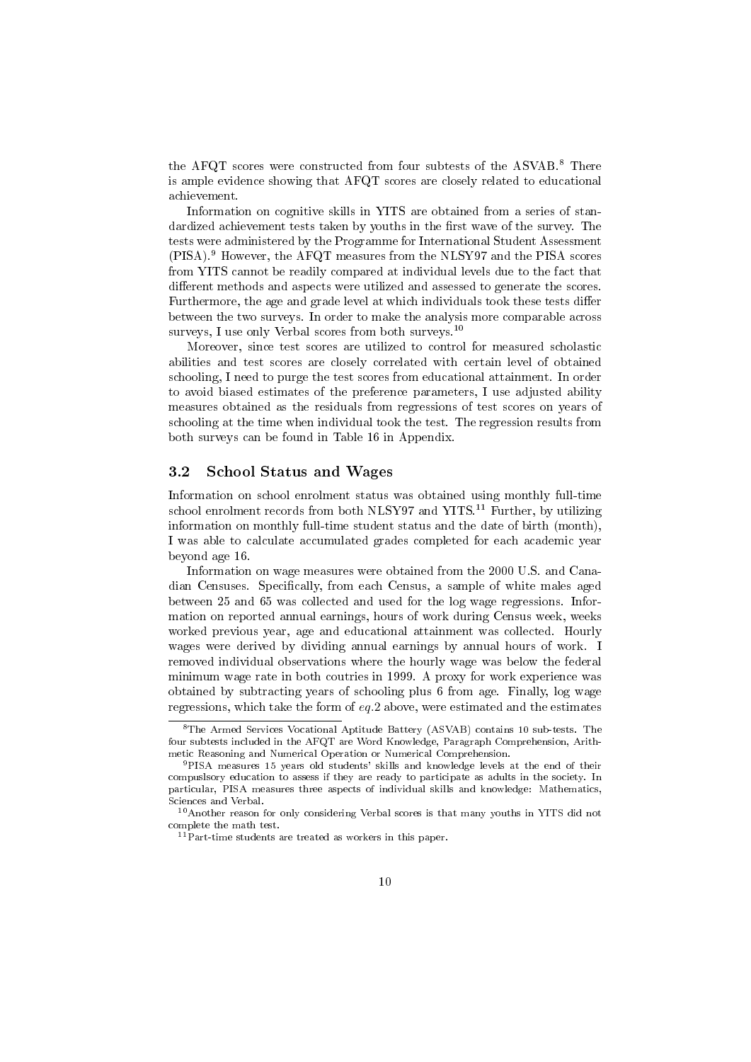the AFQT scores were constructed from four subtests of the ASVAB.[8] There is ample evidence showing that AFQT scores are closely related to educational achievement.

Information on cognitive skills in YITS are obtained from a series of standardized achievement tests taken by youths in the first wave of the survey. The tests were administered by the Programme for International Student Assessment (PISA).[9] However, the AFQT measures from the NLSY97 and the PISA scores from YITS cannot be readily compared at individual levels due to the fact that different methods and aspects were utilized and assessed to generate the scores. Furthermore, the age and grade level at which individuals took these tests differ between the two surveys. In order to make the analysis more comparable across surveys, I use only Verbal scores from both surveys.[10]

Moreover, since test scores are utilized to control for measured scholastic abilities and test scores are closely correlated with certain level of obtained schooling, I need to purge the test scores from educational attainment. In order to avoid biased estimates of the preference parameters, I use adjusted ability measures obtained as the residuals from regressions of test scores on years of schooling at the time when individual took the test. The regression results from both surveys can be found in Table 16 in Appendix.

### 3.2 School Status and Wages

Information on school enrolment status was obtained using monthly full-time school enrolment records from both NLSY97 and YITS.[11] Further, by utilizing information on monthly full-time student status and the date of birth (month), I was able to calculate accumulated grades completed for each academic year beyond age 16.

Information on wage measures were obtained from the 2000 U.S. and Canadian Censuses. Specifically, from each Census, a sample of white males aged between 25 and 65 was collected and used for the log wage regressions. Information on reported annual earnings, hours of work during Census week, weeks worked previous year, age and educational attainment was collected. Hourly wages were derived by dividing annual earnings by annual hours of work. I removed individual observations where the hourly wage was below the federal minimum wage rate in both coutries in 1999. A proxy for work experience was obtained by subtracting years of schooling plus 6 from age. Finally, log wage regressions, which take the form of *eq.*2 above, were estimated and the estimates

---

[8] The Armed Services Vocational Aptitude Battery (ASVAB) contains 10 sub-tests. The four subtests included in the AFQT are Word Knowledge, Paragraph Comprehension, Arithmetic Reasoning and Numerical Operation or Numerical Comprehension.

[9] PISA measures 15 years old students' skills and knowledge levels at the end of their compuslsory education to assess if they are ready to participate as adults in the society. In particular, PISA measures three aspects of individual skills and knowledge: Mathematics, Sciences and Verbal.

[10] Another reason for only considering Verbal scores is that many youths in YITS did not complete the math test.

[11] Part-time students are treated as workers in this paper.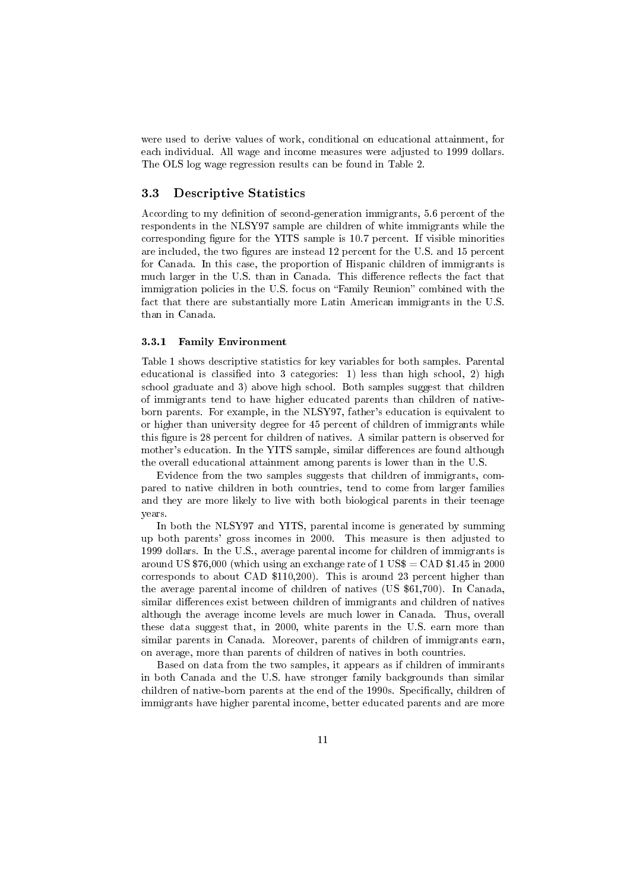were used to derive values of work, conditional on educational attainment, for each individual. All wage and income measures were adjusted to 1999 dollars. The OLS log wage regression results can be found in Table 2.

## 3.3 Descriptive Statistics

According to my definition of second-generation immigrants, 5.6 percent of the respondents in the NLSY97 sample are children of white immigrants while the corresponding figure for the YITS sample is 10.7 percent. If visible minorities are included, the two figures are instead 12 percent for the U.S. and 15 percent for Canada. In this case, the proportion of Hispanic children of immigrants is much larger in the U.S. than in Canada. This difference reflects the fact that immigration policies in the U.S. focus on "Family Reunion" combined with the fact that there are substantially more Latin American immigrants in the U.S. than in Canada.

### 3.3.1 Family Environment

Table 1 shows descriptive statistics for key variables for both samples. Parental educational is classified into 3 categories: 1) less than high school, 2) high school graduate and 3) above high school. Both samples suggest that children of immigrants tend to have higher educated parents than children of native-born parents. For example, in the NLSY97, father's education is equivalent to or higher than university degree for 45 percent of children of immigrants while this figure is 28 percent for children of natives. A similar pattern is observed for mother's education. In the YITS sample, similar differences are found although the overall educational attainment among parents is lower than in the U.S.

Evidence from the two samples suggests that children of immigrants, compared to native children in both countries, tend to come from larger families and they are more likely to live with both biological parents in their teenage years.

In both the NLSY97 and YITS, parental income is generated by summing up both parents' gross incomes in 2000. This measure is then adjusted to 1999 dollars. In the U.S., average parental income for children of immigrants is around US $76,000 (which using an exchange rate of 1 US$ = CAD $1.45 in 2000 corresponds to about CAD $110,200). This is around 23 percent higher than the average parental income of children of natives (US $61,700). In Canada, similar differences exist between children of immigrants and children of natives although the average income levels are much lower in Canada. Thus, overall these data suggest that, in 2000, white parents in the U.S. earn more than similar parents in Canada. Moreover, parents of children of immigrants earn, on average, more than parents of children of natives in both countries.

Based on data from the two samples, it appears as if children of immirants in both Canada and the U.S. have stronger family backgrounds than similar children of native-born parents at the end of the 1990s. Specifically, children of immigrants have higher parental income, better educated parents and are more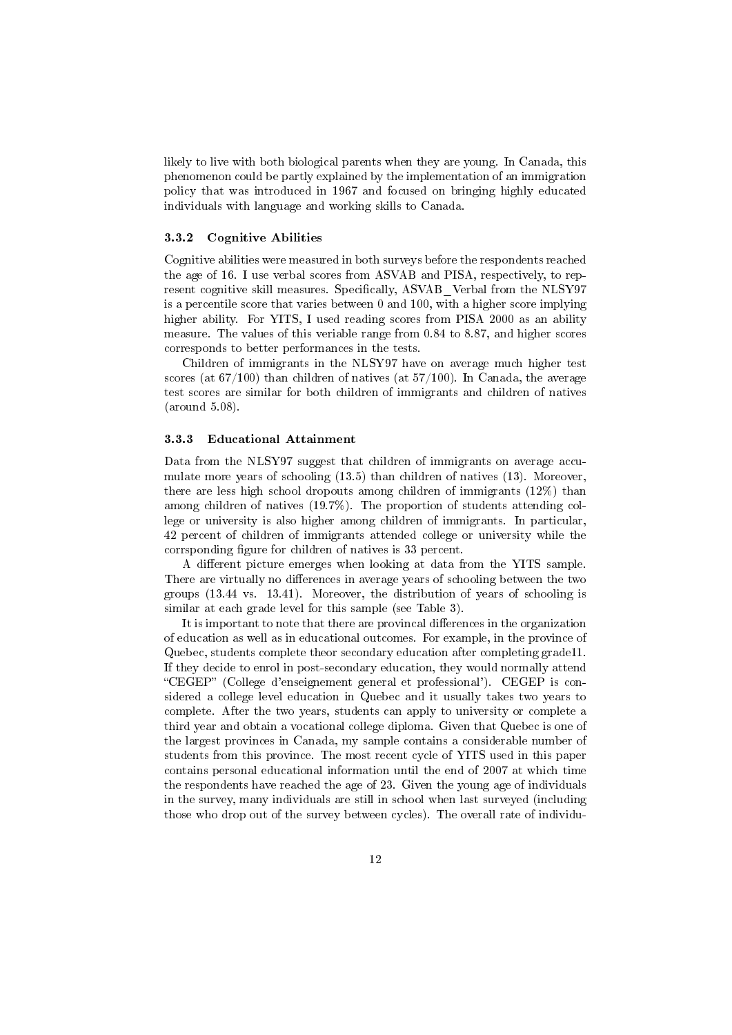likely to live with both biological parents when they are young. In Canada, this phenomenon could be partly explained by the implementation of an immigration policy that was introduced in 1967 and focused on bringing highly educated individuals with language and working skills to Canada.

### 3.3.2 Cognitive Abilities

Cognitive abilities were measured in both surveys before the respondents reached the age of 16. I use verbal scores from ASVAB and PISA, respectively, to represent cognitive skill measures. Specifically, ASVAB_Verbal from the NLSY97 is a percentile score that varies between 0 and 100, with a higher score implying higher ability. For YITS, I used reading scores from PISA 2000 as an ability measure. The values of this veriable range from 0.84 to 8.87, and higher scores corresponds to better performances in the tests.

Children of immigrants in the NLSY97 have on average much higher test scores (at 67/100) than children of natives (at 57/100). In Canada, the average test scores are similar for both children of immigrants and children of natives (around 5.08).

### 3.3.3 Educational Attainment

Data from the NLSY97 suggest that children of immigrants on average accumulate more years of schooling (13.5) than children of natives (13). Moreover, there are less high school dropouts among children of immigrants (12%) than among children of natives (19.7%). The proportion of students attending college or university is also higher among children of immigrants. In particular, 42 percent of children of immigrants attended college or university while the corrsponding figure for children of natives is 33 percent.

A different picture emerges when looking at data from the YITS sample. There are virtually no differences in average years of schooling between the two groups (13.44 vs. 13.41). Moreover, the distribution of years of schooling is similar at each grade level for this sample (see Table 3).

It is important to note that there are provincal differences in the organization of education as well as in educational outcomes. For example, in the province of Quebec, students complete theor secondary education after completing grade11. If they decide to enrol in post-secondary education, they would normally attend "CEGEP" (College d'enseignement general et professional'). CEGEP is considered a college level education in Quebec and it usually takes two years to complete. After the two years, students can apply to university or complete a third year and obtain a vocational college diploma. Given that Quebec is one of the largest provinces in Canada, my sample contains a considerable number of students from this province. The most recent cycle of YITS used in this paper contains personal educational information until the end of 2007 at which time the respondents have reached the age of 23. Given the young age of individuals in the survey, many individuals are still in school when last surveyed (including those who drop out of the survey between cycles). The overall rate of individu-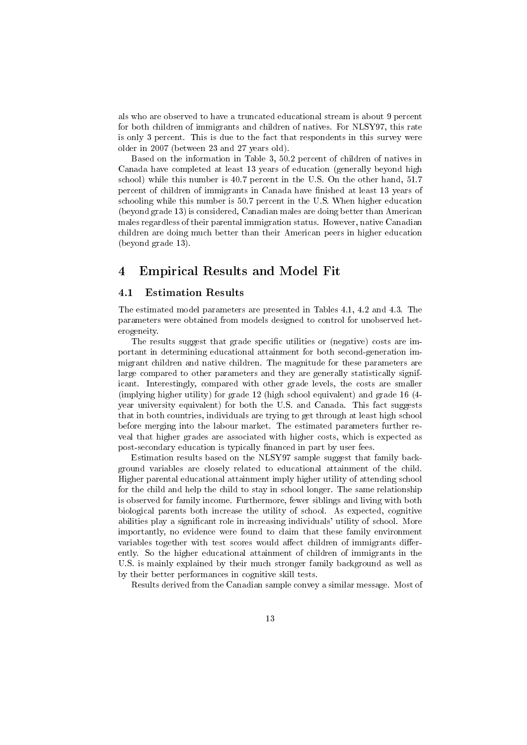als who are observed to have a truncated educational stream is about 9 percent for both children of immigrants and children of natives. For NLSY97, this rate is only 3 percent. This is due to the fact that respondents in this survey were older in 2007 (between 23 and 27 years old).

Based on the information in Table 3, 50.2 percent of children of natives in Canada have completed at least 13 years of education (generally beyond high school) while this number is 40.7 percent in the U.S. On the other hand, 51.7 percent of children of immigrants in Canada have finished at least 13 years of schooling while this number is 50.7 percent in the U.S. When higher education (beyond grade 13) is considered, Canadian males are doing better than American males regardless of their parental immigration status. However, native Canadian children are doing much better than their American peers in higher education (beyond grade 13).

# 4 Empirical Results and Model Fit

## 4.1 Estimation Results

The estimated model parameters are presented in Tables 4.1, 4.2 and 4.3. The parameters were obtained from models designed to control for unobserved heterogeneity.

The results suggest that grade specific utilities or (negative) costs are important in determining educational attainment for both second-generation immigrant children and native children. The magnitude for these parameters are large compared to other parameters and they are generally statistically significant. Interestingly, compared with other grade levels, the costs are smaller (implying higher utility) for grade 12 (high school equivalent) and grade 16 (4-year university equivalent) for both the U.S. and Canada. This fact suggests that in both countries, individuals are trying to get through at least high school before merging into the labour market. The estimated parameters further reveal that higher grades are associated with higher costs, which is expected as post-secondary education is typically financed in part by user fees.

Estimation results based on the NLSY97 sample suggest that family background variables are closely related to educational attainment of the child. Higher parental educational attainment imply higher utility of attending school for the child and help the child to stay in school longer. The same relationship is observed for family income. Furthermore, fewer siblings and living with both biological parents both increase the utility of school. As expected, cognitive abilities play a significant role in increasing individuals' utility of school. More importantly, no evidence were found to claim that these family environment variables together with test scores would affect children of immigrants differently. So the higher educational attainment of children of immigrants in the U.S. is mainly explained by their much stronger family background as well as by their better performances in cognitive skill tests.

Results derived from the Canadian sample convey a similar message. Most of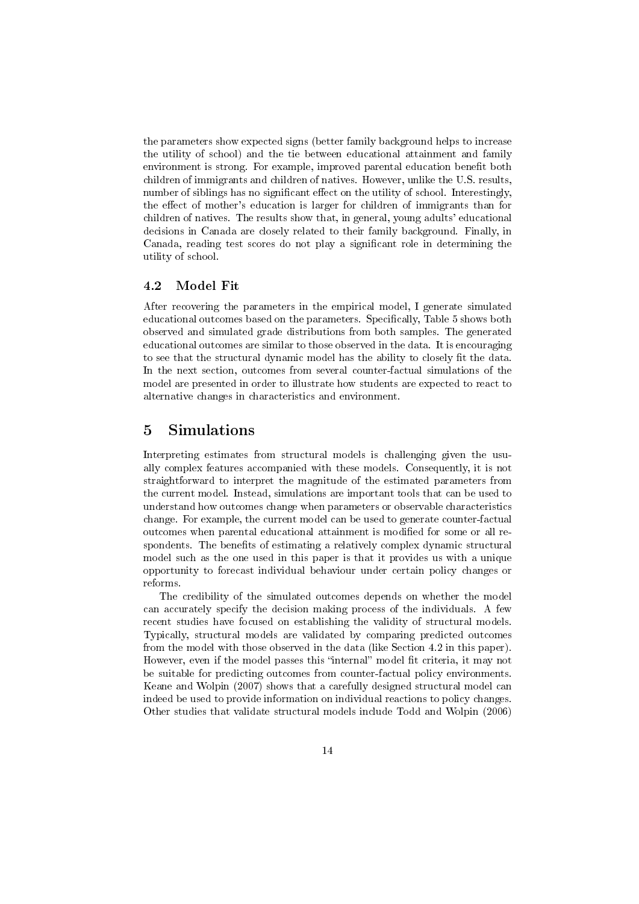the parameters show expected signs (better family background helps to increase the utility of school) and the tie between educational attainment and family environment is strong. For example, improved parental education benefit both children of immigrants and children of natives. However, unlike the U.S. results, number of siblings has no significant effect on the utility of school. Interestingly, the effect of mother's education is larger for children of immigrants than for children of natives. The results show that, in general, young adults' educational decisions in Canada are closely related to their family background. Finally, in Canada, reading test scores do not play a significant role in determining the utility of school.

### 4.2 Model Fit

After recovering the parameters in the empirical model, I generate simulated educational outcomes based on the parameters. Specifically, Table 5 shows both observed and simulated grade distributions from both samples. The generated educational outcomes are similar to those observed in the data. It is encouraging to see that the structural dynamic model has the ability to closely fit the data. In the next section, outcomes from several counter-factual simulations of the model are presented in order to illustrate how students are expected to react to alternative changes in characteristics and environment.

## 5 Simulations

Interpreting estimates from structural models is challenging given the usually complex features accompanied with these models. Consequently, it is not straightforward to interpret the magnitude of the estimated parameters from the current model. Instead, simulations are important tools that can be used to understand how outcomes change when parameters or observable characteristics change. For example, the current model can be used to generate counter-factual outcomes when parental educational attainment is modified for some or all respondents. The benefits of estimating a relatively complex dynamic structural model such as the one used in this paper is that it provides us with a unique opportunity to forecast individual behaviour under certain policy changes or reforms.

The credibility of the simulated outcomes depends on whether the model can accurately specify the decision making process of the individuals. A few recent studies have focused on establishing the validity of structural models. Typically, structural models are validated by comparing predicted outcomes from the model with those observed in the data (like Section 4.2 in this paper). However, even if the model passes this "internal" model fit criteria, it may not be suitable for predicting outcomes from counter-factual policy environments. Keane and Wolpin (2007) shows that a carefully designed structural model can indeed be used to provide information on individual reactions to policy changes. Other studies that validate structural models include Todd and Wolpin (2006)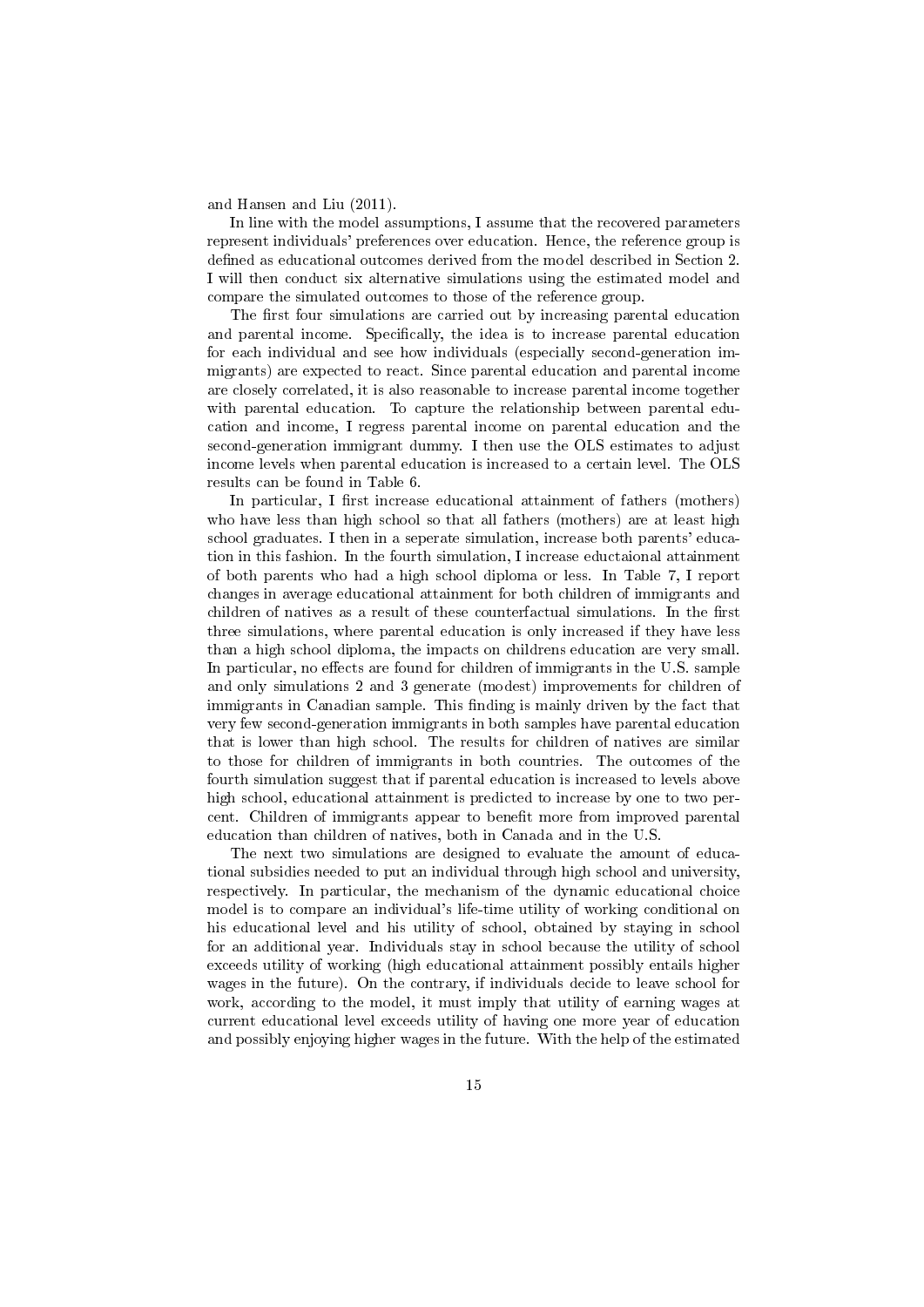and Hansen and Liu (2011).

In line with the model assumptions, I assume that the recovered parameters represent individuals' preferences over education. Hence, the reference group is defined as educational outcomes derived from the model described in Section 2. I will then conduct six alternative simulations using the estimated model and compare the simulated outcomes to those of the reference group.

The first four simulations are carried out by increasing parental education and parental income. Specifically, the idea is to increase parental education for each individual and see how individuals (especially second-generation immigrants) are expected to react. Since parental education and parental income are closely correlated, it is also reasonable to increase parental income together with parental education. To capture the relationship between parental education and income, I regress parental income on parental education and the second-generation immigrant dummy. I then use the OLS estimates to adjust income levels when parental education is increased to a certain level. The OLS results can be found in Table 6.

In particular, I first increase educational attainment of fathers (mothers) who have less than high school so that all fathers (mothers) are at least high school graduates. I then in a seperate simulation, increase both parents' education in this fashion. In the fourth simulation, I increase eductaional attainment of both parents who had a high school diploma or less. In Table 7, I report changes in average educational attainment for both children of immigrants and children of natives as a result of these counterfactual simulations. In the first three simulations, where parental education is only increased if they have less than a high school diploma, the impacts on childrens education are very small. In particular, no effects are found for children of immigrants in the U.S. sample and only simulations 2 and 3 generate (modest) improvements for children of immigrants in Canadian sample. This finding is mainly driven by the fact that very few second-generation immigrants in both samples have parental education that is lower than high school. The results for children of natives are similar to those for children of immigrants in both countries. The outcomes of the fourth simulation suggest that if parental education is increased to levels above high school, educational attainment is predicted to increase by one to two percent. Children of immigrants appear to benefit more from improved parental education than children of natives, both in Canada and in the U.S.

The next two simulations are designed to evaluate the amount of educational subsidies needed to put an individual through high school and university, respectively. In particular, the mechanism of the dynamic educational choice model is to compare an individual's life-time utility of working conditional on his educational level and his utility of school, obtained by staying in school for an additional year. Individuals stay in school because the utility of school exceeds utility of working (high educational attainment possibly entails higher wages in the future). On the contrary, if individuals decide to leave school for work, according to the model, it must imply that utility of earning wages at current educational level exceeds utility of having one more year of education and possibly enjoying higher wages in the future. With the help of the estimated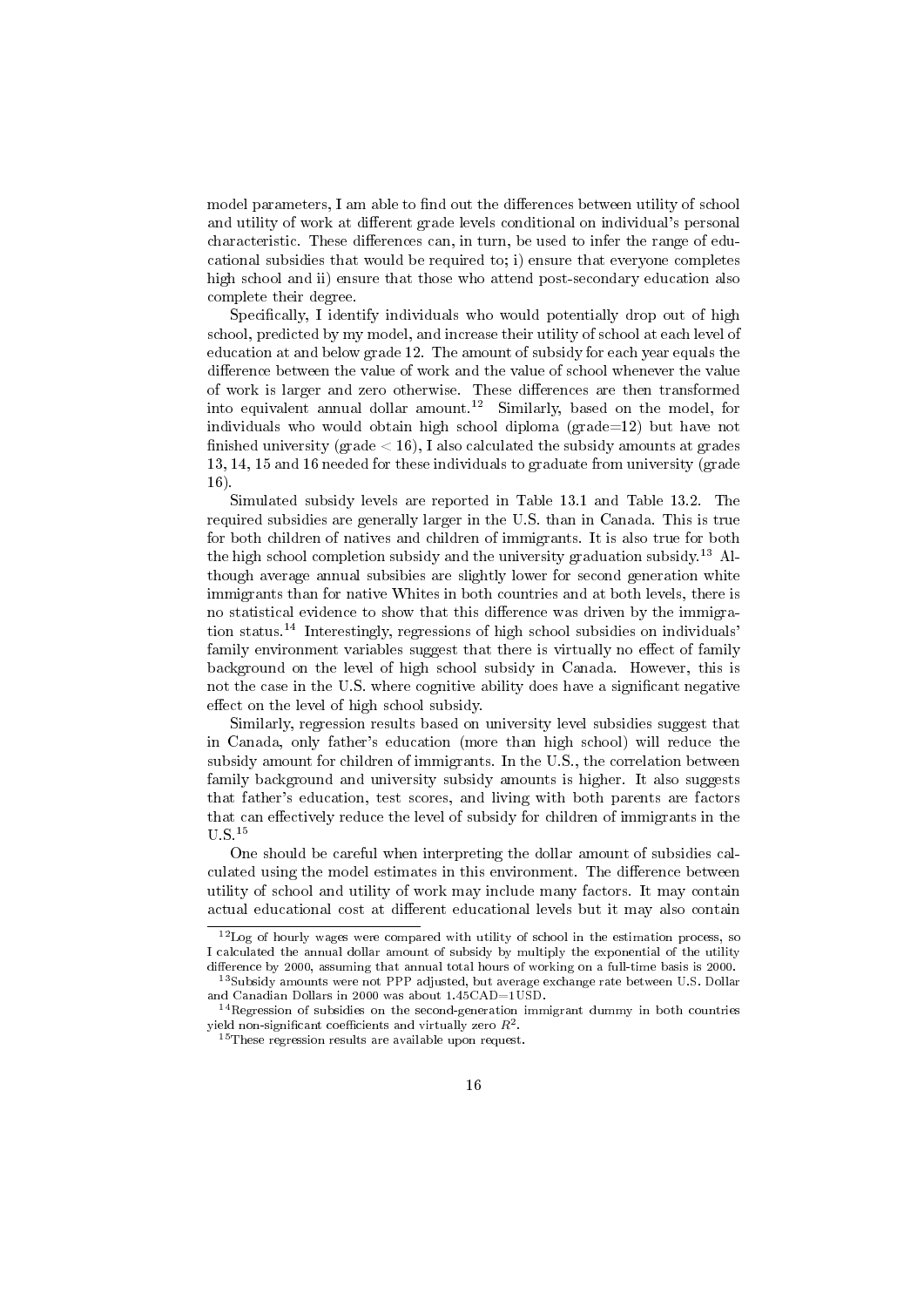model parameters, I am able to find out the differences between utility of school and utility of work at different grade levels conditional on individual's personal characteristic. These differences can, in turn, be used to infer the range of educational subsidies that would be required to; i) ensure that everyone completes high school and ii) ensure that those who attend post-secondary education also complete their degree.

Specifically, I identify individuals who would potentially drop out of high school, predicted by my model, and increase their utility of school at each level of education at and below grade 12. The amount of subsidy for each year equals the difference between the value of work and the value of school whenever the value of work is larger and zero otherwise. These differences are then transformed into equivalent annual dollar amount.[12] Similarly, based on the model, for individuals who would obtain high school diploma (grade=12) but have not finished university (grade $< 16$), I also calculated the subsidy amounts at grades 13, 14, 15 and 16 needed for these individuals to graduate from university (grade 16).

Simulated subsidy levels are reported in Table 13.1 and Table 13.2. The required subsidies are generally larger in the U.S. than in Canada. This is true for both children of natives and children of immigrants. It is also true for both the high school completion subsidy and the university graduation subsidy.[13] Although average annual subsibies are slightly lower for second generation white immigrants than for native Whites in both countries and at both levels, there is no statistical evidence to show that this difference was driven by the immigration status.[14] Interestingly, regressions of high school subsidies on individuals' family environment variables suggest that there is virtually no effect of family background on the level of high school subsidy in Canada. However, this is not the case in the U.S. where cognitive ability does have a significant negative effect on the level of high school subsidy.

Similarly, regression results based on university level subsidies suggest that in Canada, only father's education (more than high school) will reduce the subsidy amount for children of immigrants. In the U.S., the correlation between family background and university subsidy amounts is higher. It also suggests that father's education, test scores, and living with both parents are factors that can effectively reduce the level of subsidy for children of immigrants in the U.S.[15]

One should be careful when interpreting the dollar amount of subsidies calculated using the model estimates in this environment. The difference between utility of school and utility of work may include many factors. It may contain actual educational cost at different educational levels but it may also contain

---

[12] Log of hourly wages were compared with utility of school in the estimation process, so I calculated the annual dollar amount of subsidy by multiply the exponential of the utility difference by 2000, assuming that annual total hours of working on a full-time basis is 2000.

[13] Subsidy amounts were not PPP adjusted, but average exchange rate between U.S. Dollar and Canadian Dollars in 2000 was about 1.45CAD=1USD.

[14] Regression of subsidies on the second-generation immigrant dummy in both countries yield non-significant coefficients and virtually zero $R^2$.

[15] These regression results are available upon request.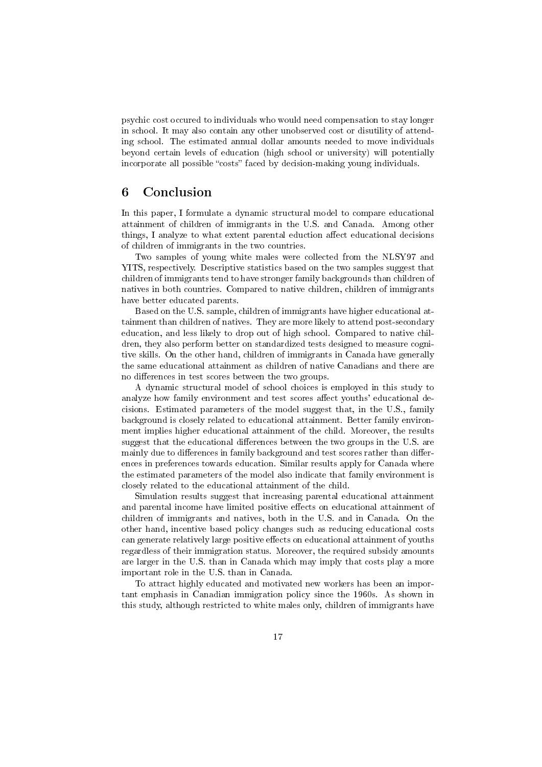psychic cost occured to individuals who would need compensation to stay longer in school. It may also contain any other unobserved cost or disutility of attending school. The estimated annual dollar amounts needed to move individuals beyond certain levels of education (high school or university) will potentially incorporate all possible "costs" faced by decision-making young individuals.

## 6 Conclusion

In this paper, I formulate a dynamic structural model to compare educational attainment of children of immigrants in the U.S. and Canada. Among other things, I analyze to what extent parental eduction affect educational decisions of children of immigrants in the two countries.

Two samples of young white males were collected from the NLSY97 and YITS, respectively. Descriptive statistics based on the two samples suggest that children of immigrants tend to have stronger family backgrounds than children of natives in both countries. Compared to native children, children of immigrants have better educated parents.

Based on the U.S. sample, children of immigrants have higher educational attainment than children of natives. They are more likely to attend post-secondary education, and less likely to drop out of high school. Compared to native children, they also perform better on standardized tests designed to measure cognitive skills. On the other hand, children of immigrants in Canada have generally the same educational attainment as children of native Canadians and there are no differences in test scores between the two groups.

A dynamic structural model of school choices is employed in this study to analyze how family environment and test scores affect youths' educational decisions. Estimated parameters of the model suggest that, in the U.S., family background is closely related to educational attainment. Better family environment implies higher educational attainment of the child. Moreover, the results suggest that the educational differences between the two groups in the U.S. are mainly due to differences in family background and test scores rather than differences in preferences towards education. Similar results apply for Canada where the estimated parameters of the model also indicate that family environment is closely related to the educational attainment of the child.

Simulation results suggest that increasing parental educational attainment and parental income have limited positive effects on educational attainment of children of immigrants and natives, both in the U.S. and in Canada. On the other hand, incentive based policy changes such as reducing educational costs can generate relatively large positive effects on educational attainment of youths regardless of their immigration status. Moreover, the required subsidy amounts are larger in the U.S. than in Canada which may imply that costs play a more important role in the U.S. than in Canada.

To attract highly educated and motivated new workers has been an important emphasis in Canadian immigration policy since the 1960s. As shown in this study, although restricted to white males only, children of immigrants have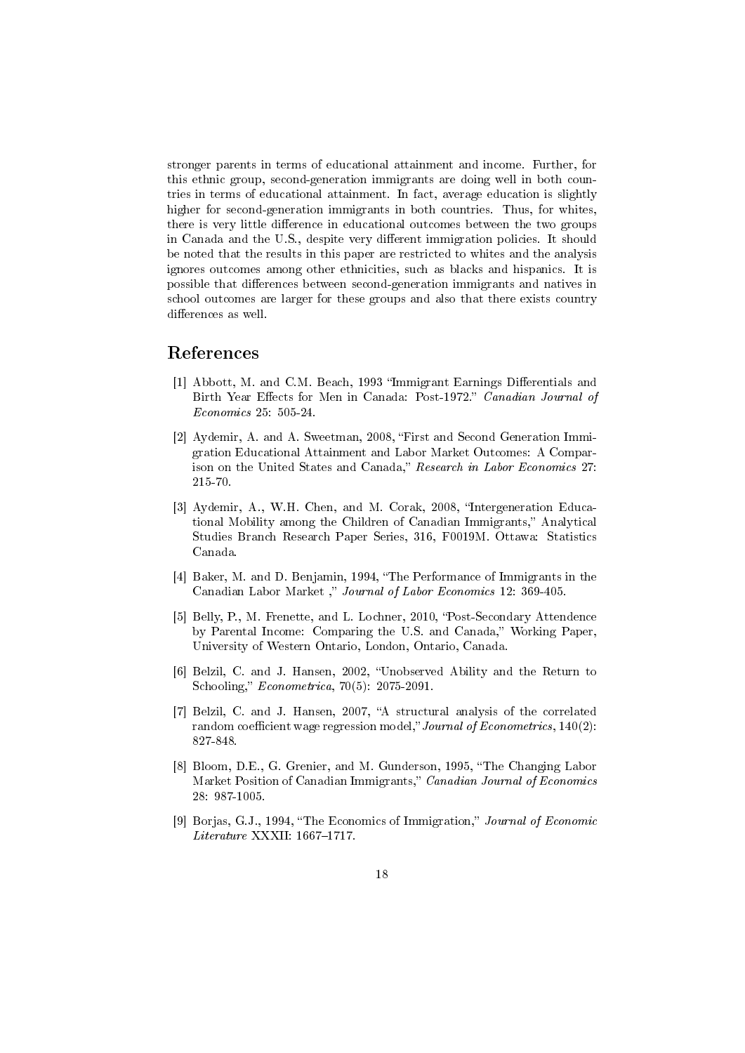stronger parents in terms of educational attainment and income. Further, for this ethnic group, second-generation immigrants are doing well in both countries in terms of educational attainment. In fact, average education is slightly higher for second-generation immigrants in both countries. Thus, for whites, there is very little difference in educational outcomes between the two groups in Canada and the U.S., despite very different immigration policies. It should be noted that the results in this paper are restricted to whites and the analysis ignores outcomes among other ethnicities, such as blacks and hispanics. It is possible that differences between second-generation immigrants and natives in school outcomes are larger for these groups and also that there exists country differences as well.

## References

[1] Abbott, M. and C.M. Beach, 1993 "Immigrant Earnings Differentials and Birth Year Effects for Men in Canada: Post-1972." *Canadian Journal of Economics* 25: 505-24.

[2] Aydemir, A. and A. Sweetman, 2008, "First and Second Generation Immigration Educational Attainment and Labor Market Outcomes: A Comparison on the United States and Canada," *Research in Labor Economics* 27: 215-70.

[3] Aydemir, A., W.H. Chen, and M. Corak, 2008, "Intergeneration Educational Mobility among the Children of Canadian Immigrants," Analytical Studies Branch Research Paper Series, 316, F0019M. Ottawa: Statistics Canada.

[4] Baker, M. and D. Benjamin, 1994, "The Performance of Immigrants in the Canadian Labor Market ," *Journal of Labor Economics* 12: 369-405.

[5] Belly, P., M. Frenette, and L. Lochner, 2010, "Post-Secondary Attendence by Parental Income: Comparing the U.S. and Canada," Working Paper, University of Western Ontario, London, Ontario, Canada.

[6] Belzil, C. and J. Hansen, 2002, "Unobserved Ability and the Return to Schooling," *Econometrica*, 70(5): 2075-2091.

[7] Belzil, C. and J. Hansen, 2007, "A structural analysis of the correlated random coefficient wage regression model," *Journal of Econometrics*, 140(2): 827-848.

[8] Bloom, D.E., G. Grenier, and M. Gunderson, 1995, "The Changing Labor Market Position of Canadian Immigrants," *Canadian Journal of Economics* 28: 987-1005.

[9] Borjas, G.J., 1994, "The Economics of Immigration," *Journal of Economic Literature* XXXII: 1667–1717.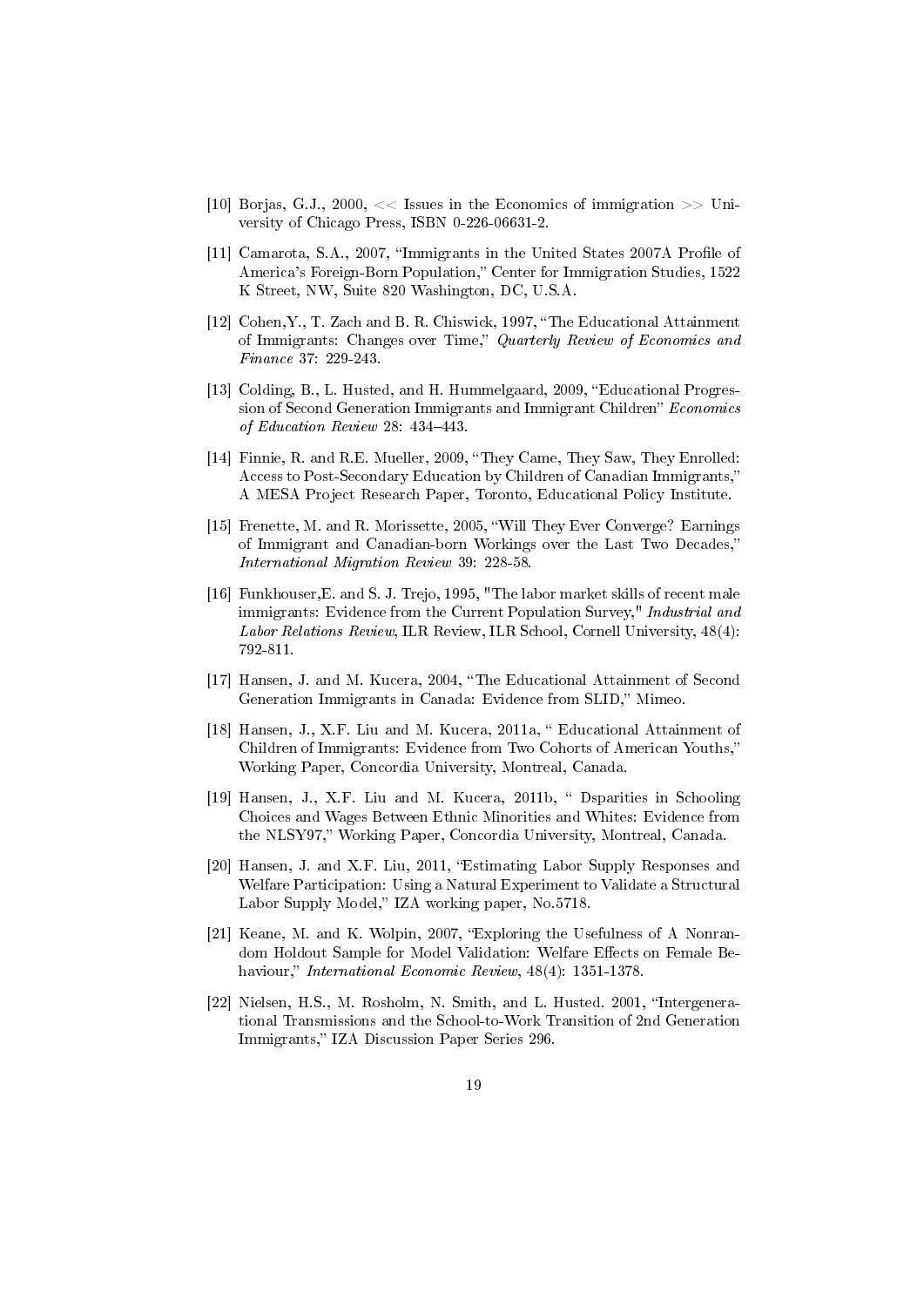[10] Borjas, G.J., 2000, << Issues in the Economics of immigration >> University of Chicago Press, ISBN 0-226-06631-2.

[11] Camarota, S.A., 2007, "Immigrants in the United States 2007A Profile of America's Foreign-Born Population," Center for Immigration Studies, 1522 K Street, NW, Suite 820 Washington, DC, U.S.A.

[12] Cohen,Y., T. Zach and B. R. Chiswick, 1997, "The Educational Attainment of Immigrants: Changes over Time," *Quarterly Review of Economics and Finance* 37: 229-243.

[13] Colding, B., L. Husted, and H. Hummelgaard, 2009, "Educational Progression of Second Generation Immigrants and Immigrant Children" *Economics of Education Review* 28: 434–443.

[14] Finnie, R. and R.E. Mueller, 2009, "They Came, They Saw, They Enrolled: Access to Post-Secondary Education by Children of Canadian Immigrants," A MESA Project Research Paper, Toronto, Educational Policy Institute.

[15] Frenette, M. and R. Morissette, 2005, "Will They Ever Converge? Earnings of Immigrant and Canadian-born Workings over the Last Two Decades," *International Migration Review* 39: 228-58.

[16] Funkhouser,E. and S. J. Trejo, 1995, "The labor market skills of recent male immigrants: Evidence from the Current Population Survey," *Industrial and Labor Relations Review*, ILR Review, ILR School, Cornell University, 48(4): 792-811.

[17] Hansen, J. and M. Kucera, 2004, "The Educational Attainment of Second Generation Immigrants in Canada: Evidence from SLID," Mimeo.

[18] Hansen, J., X.F. Liu and M. Kucera, 2011a, " Educational Attainment of Children of Immigrants: Evidence from Two Cohorts of American Youths," Working Paper, Concordia University, Montreal, Canada.

[19] Hansen, J., X.F. Liu and M. Kucera, 2011b, " Dsparities in Schooling Choices and Wages Between Ethnic Minorities and Whites: Evidence from the NLSY97," Working Paper, Concordia University, Montreal, Canada.

[20] Hansen, J. and X.F. Liu, 2011, "Estimating Labor Supply Responses and Welfare Participation: Using a Natural Experiment to Validate a Structural Labor Supply Model," IZA working paper, No.5718.

[21] Keane, M. and K. Wolpin, 2007, "Exploring the Usefulness of A Nonrandom Holdout Sample for Model Validation: Welfare Effects on Female Behaviour," *International Economic Review*, 48(4): 1351-1378.

[22] Nielsen, H.S., M. Rosholm, N. Smith, and L. Husted. 2001, "Intergenerational Transmissions and the School-to-Work Transition of 2nd Generation Immigrants," IZA Discussion Paper Series 296.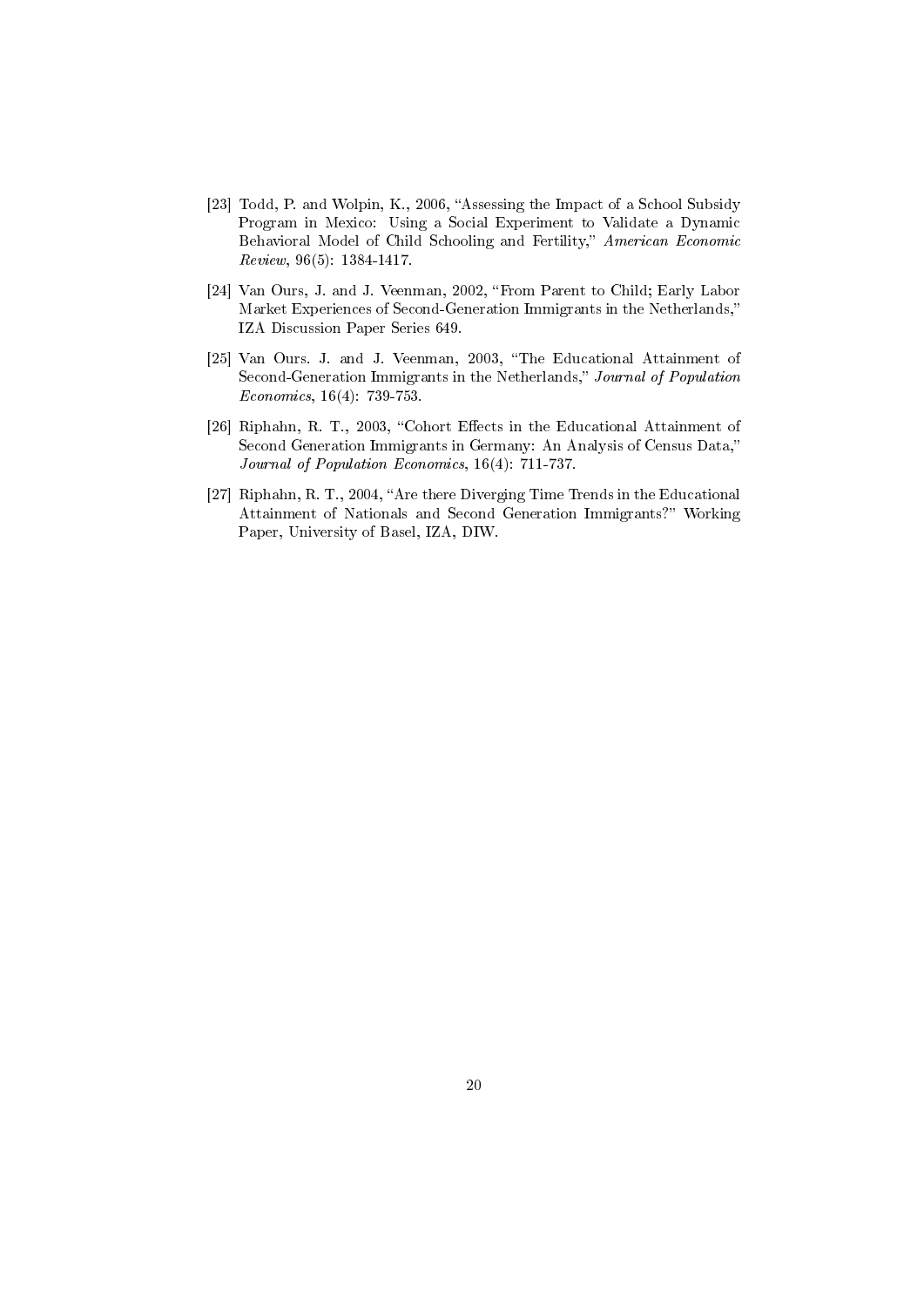[23] Todd, P. and Wolpin, K., 2006, "Assessing the Impact of a School Subsidy Program in Mexico: Using a Social Experiment to Validate a Dynamic Behavioral Model of Child Schooling and Fertility," *American Economic Review*, 96(5): 1384-1417.

[24] Van Ours, J. and J. Veenman, 2002, "From Parent to Child; Early Labor Market Experiences of Second-Generation Immigrants in the Netherlands," IZA Discussion Paper Series 649.

[25] Van Ours. J. and J. Veenman, 2003, "The Educational Attainment of Second-Generation Immigrants in the Netherlands," *Journal of Population Economics*, 16(4): 739-753.

[26] Riphahn, R. T., 2003, "Cohort Effects in the Educational Attainment of Second Generation Immigrants in Germany: An Analysis of Census Data," *Journal of Population Economics*, 16(4): 711-737.

[27] Riphahn, R. T., 2004, "Are there Diverging Time Trends in the Educational Attainment of Nationals and Second Generation Immigrants?" Working Paper, University of Basel, IZA, DIW.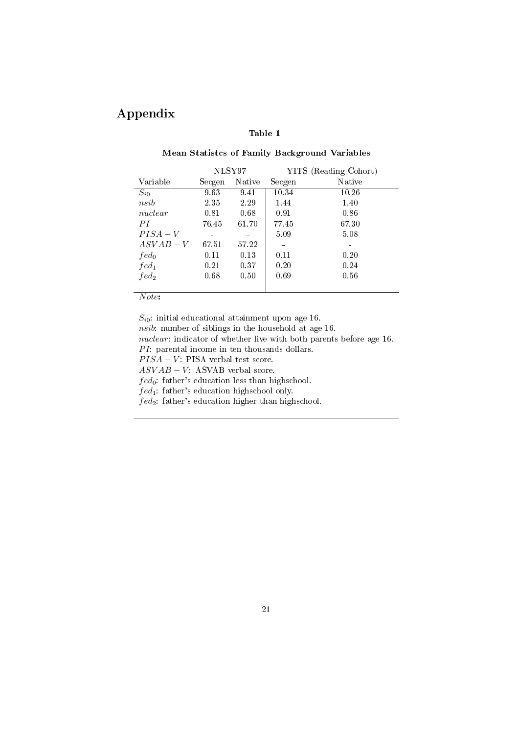# Appendix

**Table 1**

**Mean Statistcs of Family Background Variables**

| | NLSY97 | | YITS (Reading Cohort) | |
|---|---|---|---|---|
| Variable | Secgen | Native | Secgen | Native |
| $S_{i0}$ | 9.63 | 9.41 | 10.34 | 10.26 |
| $nsib$ | 2.35 | 2.29 | 1.44 | 1.40 |
| $nuclear$ | 0.81 | 0.68 | 0.91 | 0.86 |
| $PI$ | 76.45 | 61.70 | 77.45 | 67.30 |
| $PISA-V$ | - | - | 5.09 | 5.08 |
| $ASVAB-V$ | 67.51 | 57.22 | - | - |
| $fed_0$ | 0.11 | 0.13 | 0.11 | 0.20 |
| $fed_1$ | 0.21 | 0.37 | 0.20 | 0.24 |
| $fed_2$ | 0.68 | 0.50 | 0.69 | 0.56 |

*Note*:

$S_{i0}$: initial educational attainment upon age 16.
$nsib$: number of siblings in the household at age 16.
$nuclear$: indicator of whether live with both parents before age 16.
$PI$: parental income in ten thousands dollars.
$PISA-V$: PISA verbal test score.
$ASVAB-V$: ASVAB verbal score.
$fed_0$: father's education less than highschool.
$fed_1$: father's education highschool only.
$fed_2$: father's education higher than highschool.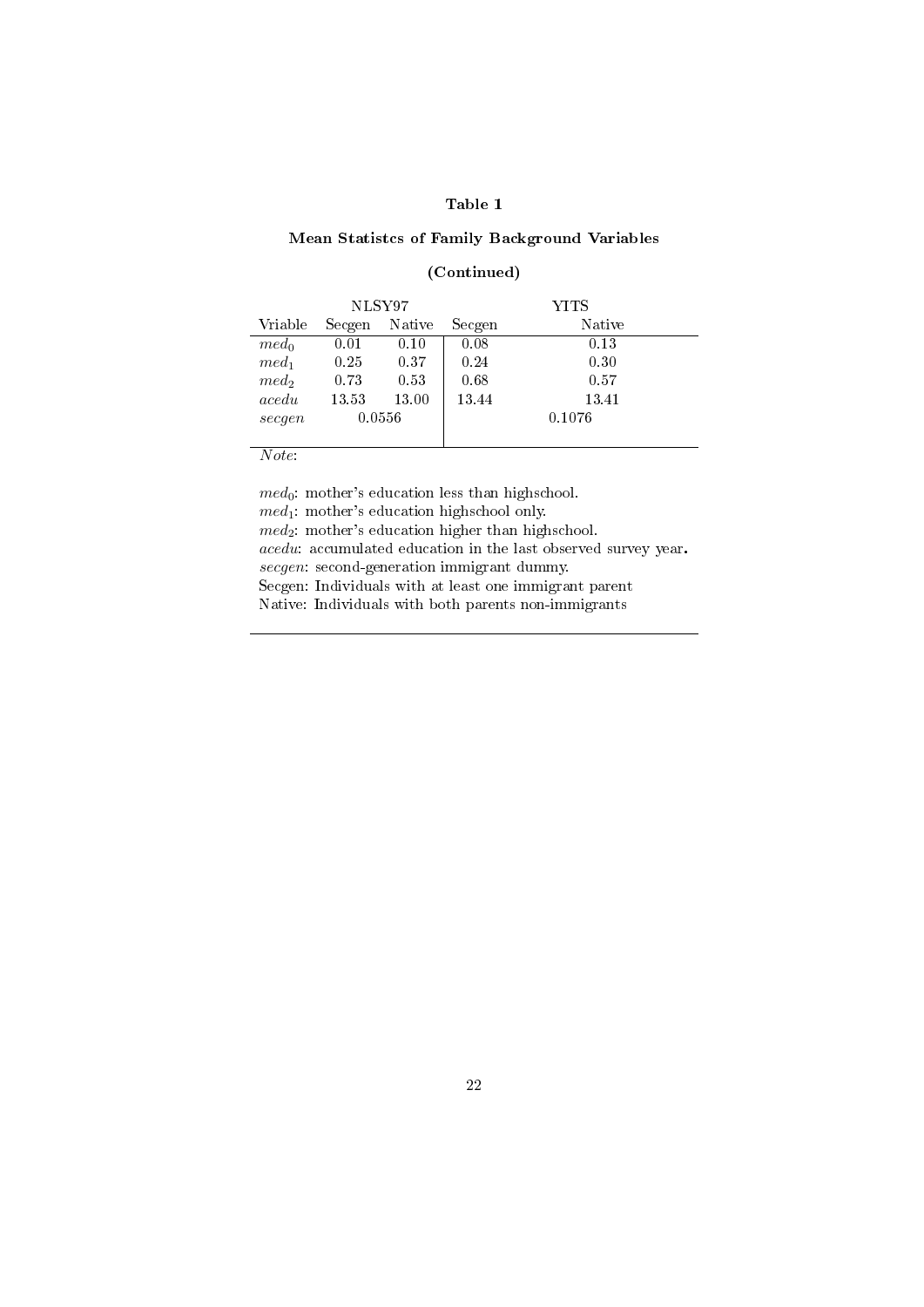**Table 1**

**Mean Statistcs of Family Background Variables**

**(Continued)**

| | NLSY97 | | YITS | |
|---|---|---|---|---|
| Vriable | Secgen | Native | Secgen | Native |
| $med_0$ | 0.01 | 0.10 | 0.08 | 0.13 |
| $med_1$ | 0.25 | 0.37 | 0.24 | 0.30 |
| $med_2$ | 0.73 | 0.53 | 0.68 | 0.57 |
| $acedu$ | 13.53 | 13.00 | 13.44 | 13.41 |
| $secgen$ | 0.0556 | | 0.1076 | |

*Note*:

$med_0$: mother's education less than highschool.
$med_1$: mother's education highschool only.
$med_2$: mother's education higher than highschool.
$acedu$: accumulated education in the last observed survey year.
$secgen$: second-generation immigrant dummy.
Secgen: Individuals with at least one immigrant parent
Native: Individuals with both parents non-immigrants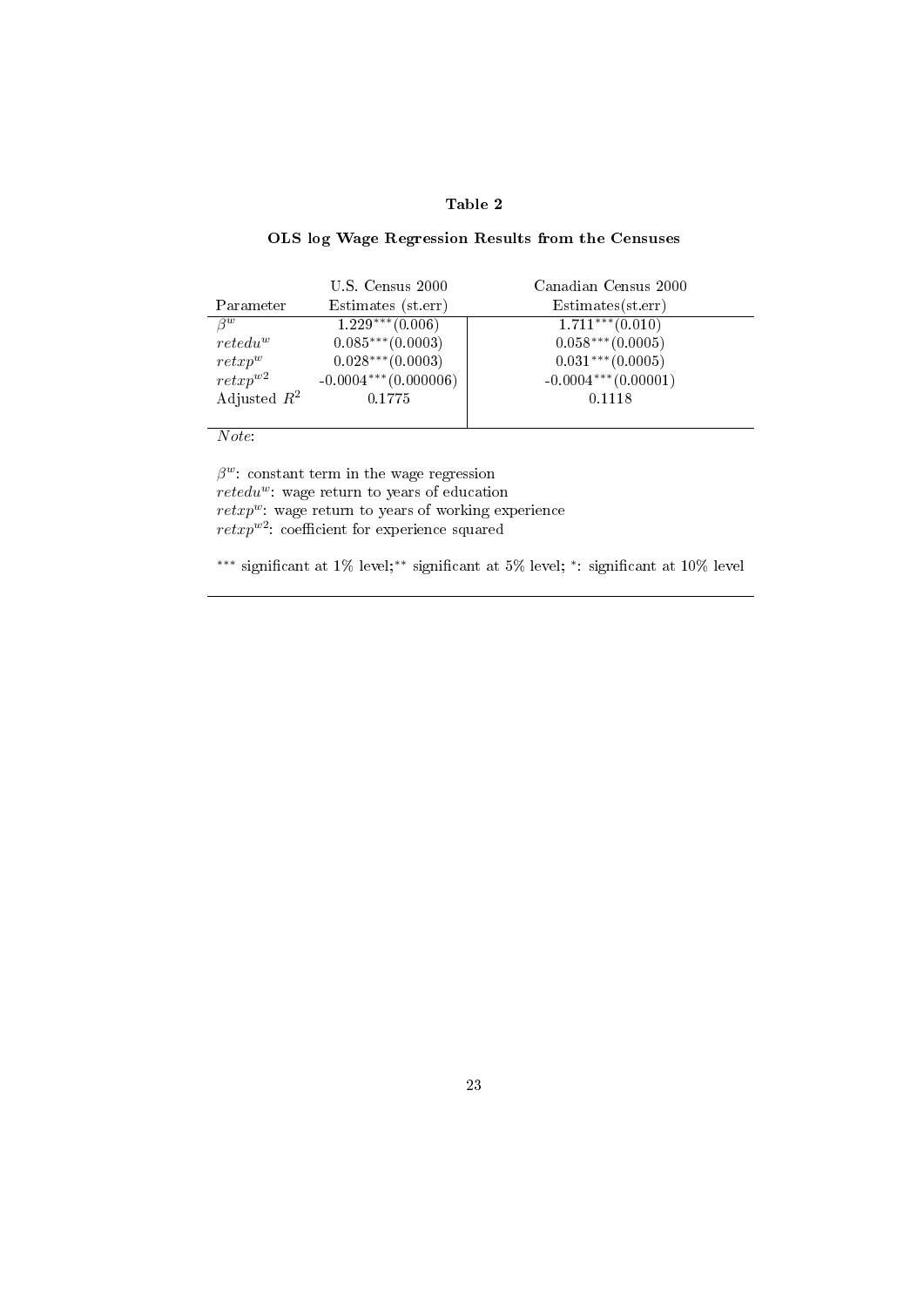**Table 2**

**OLS log Wage Regression Results from the Censuses**

| Parameter | U.S. Census 2000<br>Estimates (st.err) | Canadian Census 2000<br>Estimates(st.err) |
|---|---|---|
| $\beta^w$ | $1.229^{***}(0.006)$ | $1.711^{***}(0.010)$ |
| $retedu^w$ | $0.085^{***}(0.0003)$ | $0.058^{***}(0.0005)$ |
| $retxp^w$ | $0.028^{***}(0.0003)$ | $0.031^{***}(0.0005)$ |
| $retxp^{w2}$ | $-0.0004^{***}(0.000006)$ | $-0.0004^{***}(0.00001)$ |
| Adjusted $R^2$ | 0.1775 | 0.1118 |

*Note*:

$\beta^w$: constant term in the wage regression
$retedu^w$: wage return to years of education
$retxp^w$: wage return to years of working experience
$retxp^{w2}$: coefficient for experience squared

$^{***}$ significant at 1% level; $^{**}$ significant at 5% level; $^{*}$: significant at 10% level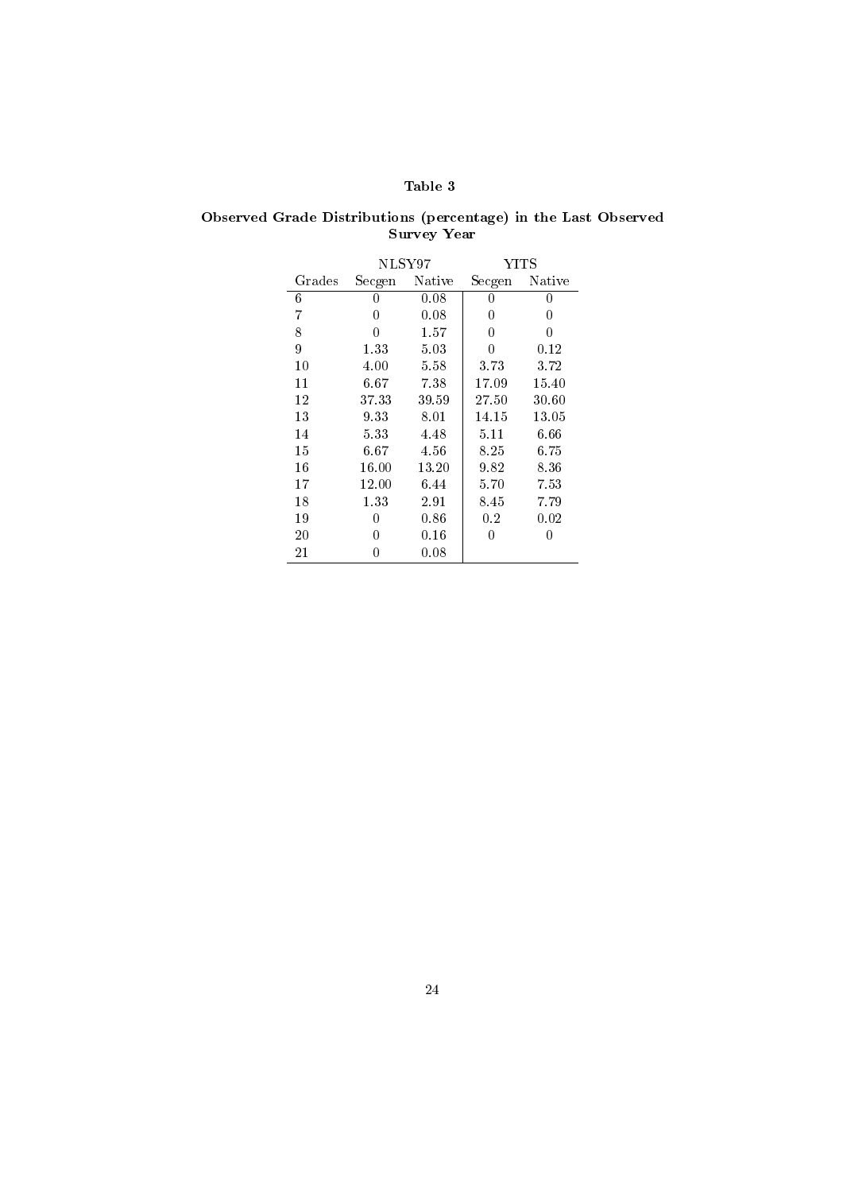**Table 3**

**Observed Grade Distributions (percentage) in the Last Observed Survey Year**

| | NLSY97 | | YITS | |
|---|---|---|---|---|
| Grades | Secgen | Native | Secgen | Native |
| 6 | 0 | 0.08 | 0 | 0 |
| 7 | 0 | 0.08 | 0 | 0 |
| 8 | 0 | 1.57 | 0 | 0 |
| 9 | 1.33 | 5.03 | 0 | 0.12 |
| 10 | 4.00 | 5.58 | 3.73 | 3.72 |
| 11 | 6.67 | 7.38 | 17.09 | 15.40 |
| 12 | 37.33 | 39.59 | 27.50 | 30.60 |
| 13 | 9.33 | 8.01 | 14.15 | 13.05 |
| 14 | 5.33 | 4.48 | 5.11 | 6.66 |
| 15 | 6.67 | 4.56 | 8.25 | 6.75 |
| 16 | 16.00 | 13.20 | 9.82 | 8.36 |
| 17 | 12.00 | 6.44 | 5.70 | 7.53 |
| 18 | 1.33 | 2.91 | 8.45 | 7.79 |
| 19 | 0 | 0.86 | 0.2 | 0.02 |
| 20 | 0 | 0.16 | 0 | 0 |
| 21 | 0 | 0.08 | | |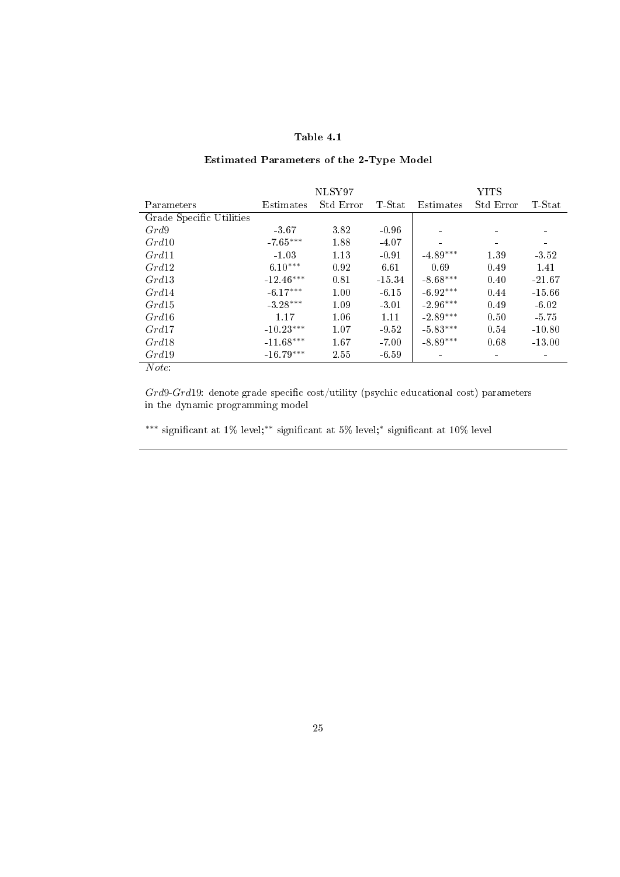**Table 4.1**

**Estimated Parameters of the 2-Type Model**

| | NLSY97 | | | YITS | | |
|---|---|---|---|---|---|---|
| Parameters | Estimates | Std Error | T-Stat | Estimates | Std Error | T-Stat |
| Grade Specific Utilities | | | | | | |
| $Grd9$ | -3.67 | 3.82 | -0.96 | - | - | - |
| $Grd10$ | -7.65*** | 1.88 | -4.07 | - | - | - |
| $Grd11$ | -1.03 | 1.13 | -0.91 | -4.89*** | 1.39 | -3.52 |
| $Grd12$ | 6.10*** | 0.92 | 6.61 | 0.69 | 0.49 | 1.41 |
| $Grd13$ | -12.46*** | 0.81 | -15.34 | -8.68*** | 0.40 | -21.67 |
| $Grd14$ | -6.17*** | 1.00 | -6.15 | -6.92*** | 0.44 | -15.66 |
| $Grd15$ | -3.28*** | 1.09 | -3.01 | -2.96*** | 0.49 | -6.02 |
| $Grd16$ | 1.17 | 1.06 | 1.11 | -2.89*** | 0.50 | -5.75 |
| $Grd17$ | -10.23*** | 1.07 | -9.52 | -5.83*** | 0.54 | -10.80 |
| $Grd18$ | -11.68*** | 1.67 | -7.00 | -8.89*** | 0.68 | -13.00 |
| $Grd19$ | -16.79*** | 2.55 | -6.59 | - | - | - |

*Note*:

$Grd9$-$Grd19$: denote grade specific cost/utility (psychic educational cost) parameters in the dynamic programming model

*** significant at 1% level; ** significant at 5% level; * significant at 10% level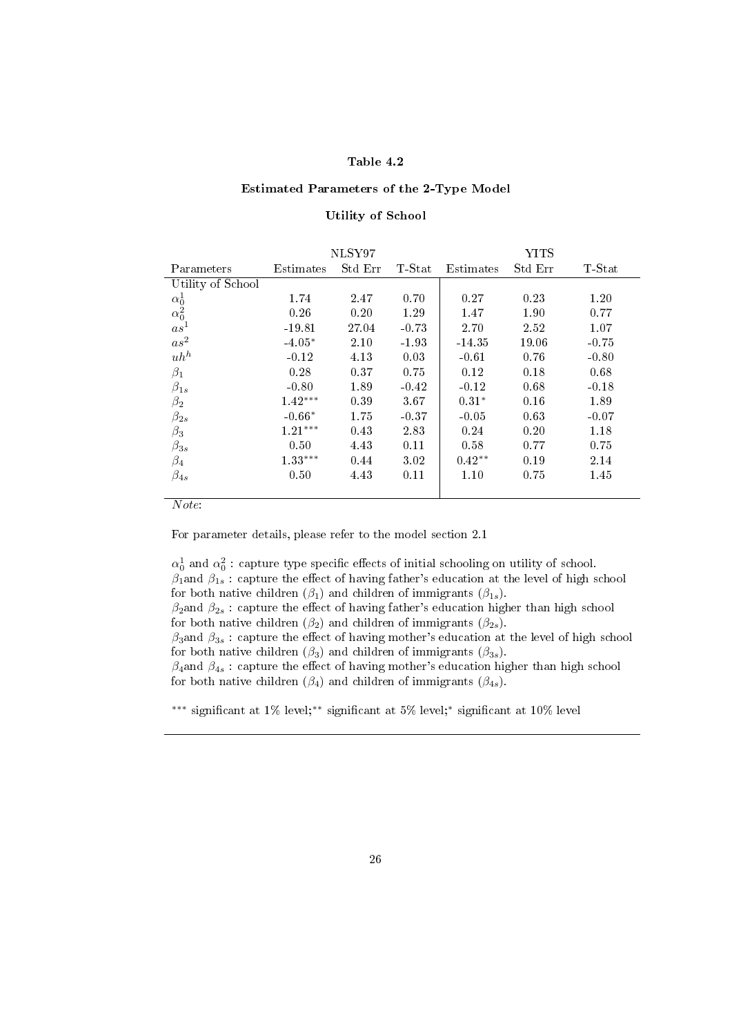**Table 4.2**

**Estimated Parameters of the 2-Type Model**

**Utility of School**

| | NLSY97 | | | YITS | | |
|---|---|---|---|---|---|---|
| Parameters | Estimates | Std Err | T-Stat | Estimates | Std Err | T-Stat |
| Utility of School | | | | | | |
| $\alpha_0^1$ | 1.74 | 2.47 | 0.70 | 0.27 | 0.23 | 1.20 |
| $\alpha_0^2$ | 0.26 | 0.20 | 1.29 | 1.47 | 1.90 | 0.77 |
| $as^1$ | -19.81 | 27.04 | -0.73 | 2.70 | 2.52 | 1.07 |
| $as^2$ | -4.05* | 2.10 | -1.93 | -14.35 | 19.06 | -0.75 |
| $uh^h$ | -0.12 | 4.13 | 0.03 | -0.61 | 0.76 | -0.80 |
| $\beta_1$ | 0.28 | 0.37 | 0.75 | 0.12 | 0.18 | 0.68 |
| $\beta_{1s}$ | -0.80 | 1.89 | -0.42 | -0.12 | 0.68 | -0.18 |
| $\beta_2$ | 1.42*** | 0.39 | 3.67 | 0.31* | 0.16 | 1.89 |
| $\beta_{2s}$ | -0.66* | 1.75 | -0.37 | -0.05 | 0.63 | -0.07 |
| $\beta_3$ | 1.21*** | 0.43 | 2.83 | 0.24 | 0.20 | 1.18 |
| $\beta_{3s}$ | 0.50 | 4.43 | 0.11 | 0.58 | 0.77 | 0.75 |
| $\beta_4$ | 1.33*** | 0.44 | 3.02 | 0.42** | 0.19 | 2.14 |
| $\beta_{4s}$ | 0.50 | 4.43 | 0.11 | 1.10 | 0.75 | 1.45 |

*Note*:

For parameter details, please refer to the model section 2.1

$\alpha_0^1$ and $\alpha_0^2$ : capture type specific effects of initial schooling on utility of school.
$\beta_1$and $\beta_{1s}$ : capture the effect of having father's education at the level of high school for both native children ($\beta_1$) and children of immigrants ($\beta_{1s}$).
$\beta_2$and $\beta_{2s}$ : capture the effect of having father's education higher than high school for both native children ($\beta_2$) and children of immigrants ($\beta_{2s}$).
$\beta_3$and $\beta_{3s}$ : capture the effect of having mother's education at the level of high school for both native children ($\beta_3$) and children of immigrants ($\beta_{3s}$).
$\beta_4$and $\beta_{4s}$ : capture the effect of having mother's education higher than high school for both native children ($\beta_4$) and children of immigrants ($\beta_{4s}$).

*** significant at 1% level;** significant at 5% level;* significant at 10% level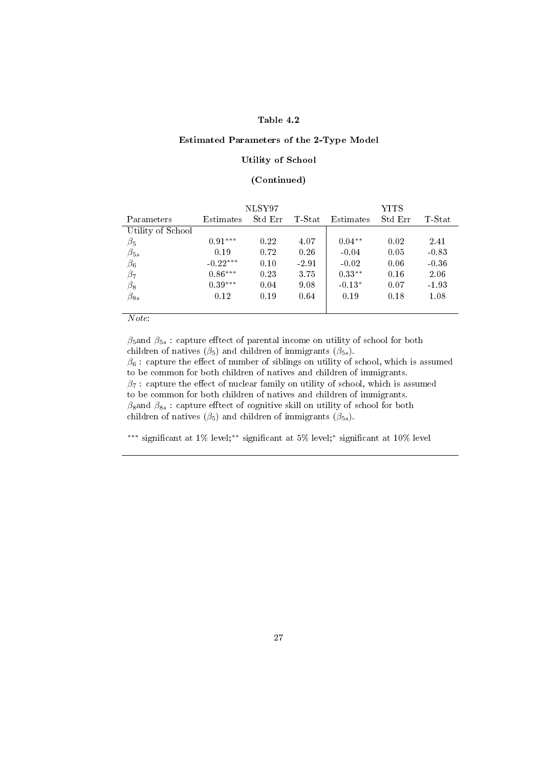**Table 4.2**

**Estimated Parameters of the 2-Type Model**

**Utility of School**

**(Continued)**

| | NLSY97 | | | YITS | | |
|---|---|---|---|---|---|---|
| Parameters | Estimates | Std Err | T-Stat | Estimates | Std Err | T-Stat |
| Utility of School | | | | | | |
| $\beta_5$ | $0.91^{***}$ | 0.22 | 4.07 | $0.04^{**}$ | 0.02 | 2.41 |
| $\beta_{5s}$ | 0.19 | 0.72 | 0.26 | -0.04 | 0.05 | -0.83 |
| $\beta_6$ | $-0.22^{***}$ | 0.10 | -2.91 | -0.02 | 0.06 | -0.36 |
| $\beta_7$ | $0.86^{***}$ | 0.23 | 3.75 | $0.33^{**}$ | 0.16 | 2.06 |
| $\beta_8$ | $0.39^{***}$ | 0.04 | 9.08 | $-0.13^{*}$ | 0.07 | -1.93 |
| $\beta_{8s}$ | 0.12 | 0.19 | 0.64 | 0.19 | 0.18 | 1.08 |

*Note*:

$\beta_5$and $\beta_{5s}$ : capture efftect of parental income on utility of school for both children of natives ($\beta_5$) and children of immigrants ($\beta_{5s}$).
$\beta_6$ : capture the effect of number of siblings on utility of school, which is assumed to be common for both children of natives and children of immigrants.
$\beta_7$ : capture the effect of nuclear family on utility of school, which is assumed to be common for both children of natives and children of immigrants.
$\beta_8$and $\beta_{8s}$ : capture efftect of cognitive skill on utility of school for both children of natives ($\beta_5$) and children of immigrants ($\beta_{5s}$).

$^{***}$ significant at 1% level;$^{**}$ significant at 5% level;$^{*}$ significant at 10% level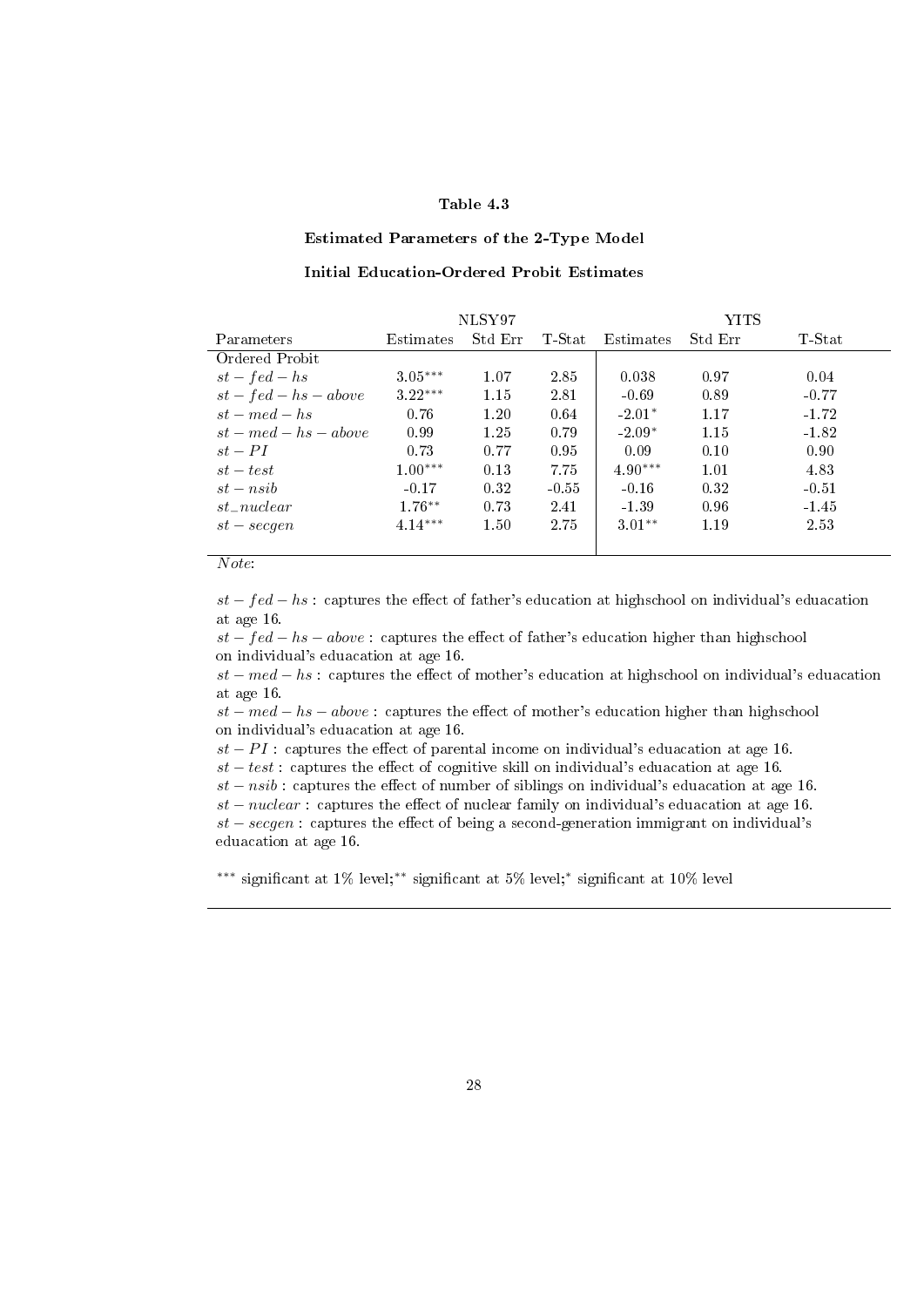**Table 4.3**

**Estimated Parameters of the 2-Type Model**

**Initial Education-Ordered Probit Estimates**

| | NLSY97 | | | YITS | | |
|---|---|---|---|---|---|---|
| Parameters | Estimates | Std Err | T-Stat | Estimates | Std Err | T-Stat |
| Ordered Probit | | | | | | |
| $st-fed-hs$ | $3.05^{***}$ | 1.07 | 2.85 | 0.038 | 0.97 | 0.04 |
| $st-fed-hs-above$ | $3.22^{***}$ | 1.15 | 2.81 | -0.69 | 0.89 | -0.77 |
| $st-med-hs$ | 0.76 | 1.20 | 0.64 | $-2.01^{*}$ | 1.17 | -1.72 |
| $st-med-hs-above$ | 0.99 | 1.25 | 0.79 | $-2.09^{*}$ | 1.15 | -1.82 |
| $st-PI$ | 0.73 | 0.77 | 0.95 | 0.09 | 0.10 | 0.90 |
| $st-test$ | $1.00^{***}$ | 0.13 | 7.75 | $4.90^{***}$ | 1.01 | 4.83 |
| $st-nsib$ | -0.17 | 0.32 | -0.55 | -0.16 | 0.32 | -0.51 |
| $st\_nuclear$ | $1.76^{**}$ | 0.73 | 2.41 | -1.39 | 0.96 | -1.45 |
| $st-secgen$ | $4.14^{***}$ | 1.50 | 2.75 | $3.01^{**}$ | 1.19 | 2.53 |

*Note*:

$st-fed-hs$ : captures the effect of father's education at highschool on individual's eduacation at age 16.
$st-fed-hs-above$ : captures the effect of father's education higher than highschool on individual's eduacation at age 16.
$st-med-hs$ : captures the effect of mother's education at highschool on individual's eduacation at age 16.
$st-med-hs-above$ : captures the effect of mother's education higher than highschool on individual's eduacation at age 16.
$st-PI$ : captures the effect of parental income on individual's eduacation at age 16.
$st-test$ : captures the effect of cognitive skill on individual's eduacation at age 16.
$st-nsib$ : captures the effect of number of siblings on individual's eduacation at age 16.
$st-nuclear$ : captures the effect of nuclear family on individual's eduacation at age 16.
$st-secgen$ : captures the effect of being a second-generation immigrant on individual's eduacation at age 16.

$^{***}$ significant at 1% level;$^{**}$ significant at 5% level;$^{*}$ significant at 10% level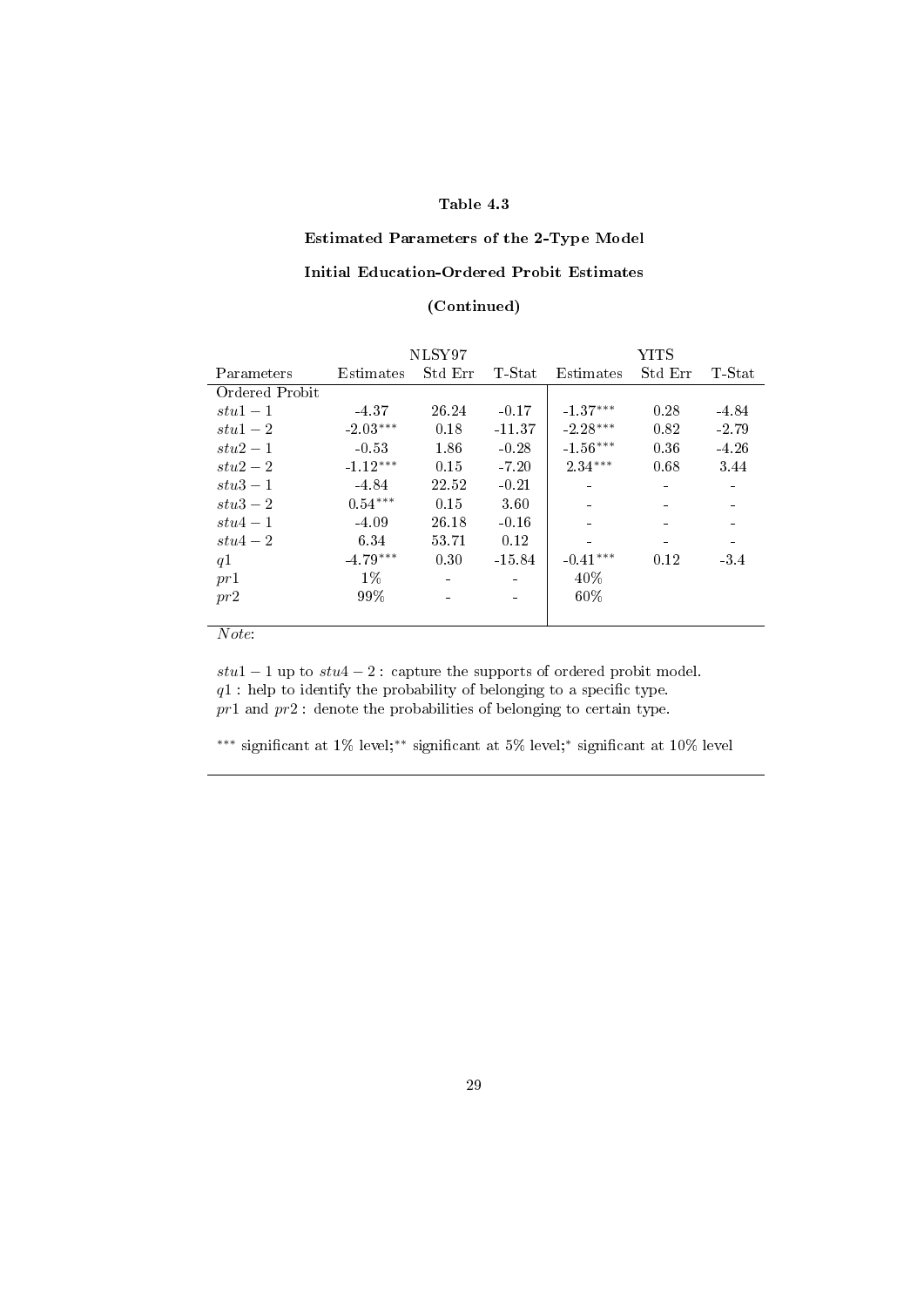**Table 4.3**

**Estimated Parameters of the 2-Type Model**

**Initial Education-Ordered Probit Estimates**

**(Continued)**

| | NLSY97 | | | YITS | | |
|---|---|---|---|---|---|---|
| Parameters | Estimates | Std Err | T-Stat | Estimates | Std Err | T-Stat |
| Ordered Probit | | | | | | |
| $stu1-1$ | -4.37 | 26.24 | -0.17 | $-1.37^{***}$ | 0.28 | -4.84 |
| $stu1-2$ | $-2.03^{***}$ | 0.18 | -11.37 | $-2.28^{***}$ | 0.82 | -2.79 |
| $stu2-1$ | -0.53 | 1.86 | -0.28 | $-1.56^{***}$ | 0.36 | -4.26 |
| $stu2-2$ | $-1.12^{***}$ | 0.15 | -7.20 | $2.34^{***}$ | 0.68 | 3.44 |
| $stu3-1$ | -4.84 | 22.52 | -0.21 | - | - | - |
| $stu3-2$ | $0.54^{***}$ | 0.15 | 3.60 | - | - | - |
| $stu4-1$ | -4.09 | 26.18 | -0.16 | - | - | - |
| $stu4-2$ | 6.34 | 53.71 | 0.12 | - | - | - |
| $q1$ | $-4.79^{***}$ | 0.30 | -15.84 | $-0.41^{***}$ | 0.12 | -3.4 |
| $pr1$ | 1% | - | - | 40% | | |
| $pr2$ | 99% | - | - | 60% | | |

*Note*:

$stu1-1$ up to $stu4-2$ : capture the supports of ordered probit model.
$q1$ : help to identify the probability of belonging to a specific type.
$pr1$ and $pr2$ : denote the probabilities of belonging to certain type.

$^{***}$ significant at 1% level;$^{**}$ significant at 5% level;$^{*}$ significant at 10% level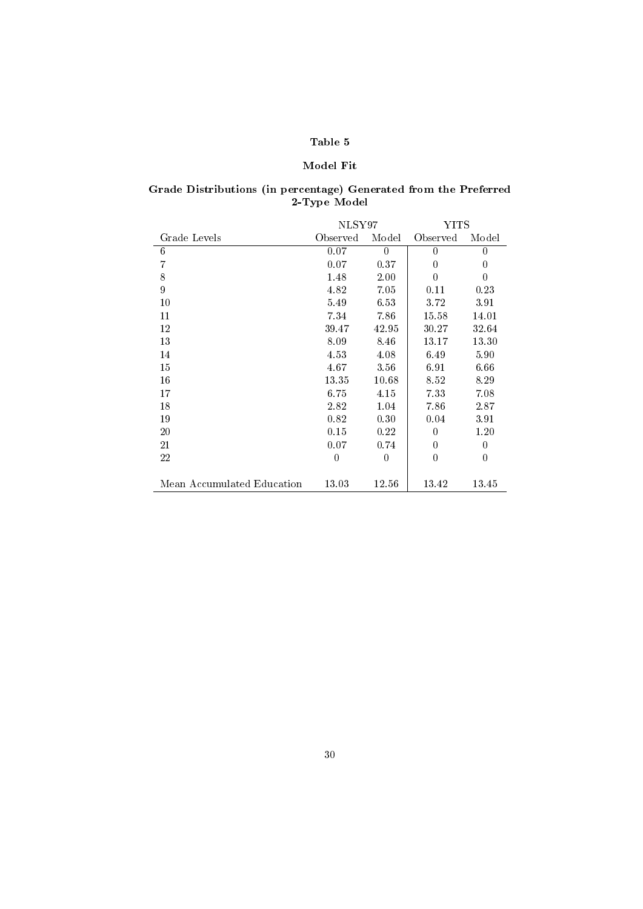# Table 5

## Model Fit

### Grade Distributions (in percentage) Generated from the Preferred 2-Type Model

| | NLSY97 | | YITS | |
|---|---|---|---|---|
| Grade Levels | Observed | Model | Observed | Model |
| 6 | 0.07 | 0 | 0 | 0 |
| 7 | 0.07 | 0.37 | 0 | 0 |
| 8 | 1.48 | 2.00 | 0 | 0 |
| 9 | 4.82 | 7.05 | 0.11 | 0.23 |
| 10 | 5.49 | 6.53 | 3.72 | 3.91 |
| 11 | 7.34 | 7.86 | 15.58 | 14.01 |
| 12 | 39.47 | 42.95 | 30.27 | 32.64 |
| 13 | 8.09 | 8.46 | 13.17 | 13.30 |
| 14 | 4.53 | 4.08 | 6.49 | 5.90 |
| 15 | 4.67 | 3.56 | 6.91 | 6.66 |
| 16 | 13.35 | 10.68 | 8.52 | 8.29 |
| 17 | 6.75 | 4.15 | 7.33 | 7.08 |
| 18 | 2.82 | 1.04 | 7.86 | 2.87 |
| 19 | 0.82 | 0.30 | 0.04 | 3.91 |
| 20 | 0.15 | 0.22 | 0 | 1.20 |
| 21 | 0.07 | 0.74 | 0 | 0 |
| 22 | 0 | 0 | 0 | 0 |
| Mean Accumulated Education | 13.03 | 12.56 | 13.42 | 13.45 |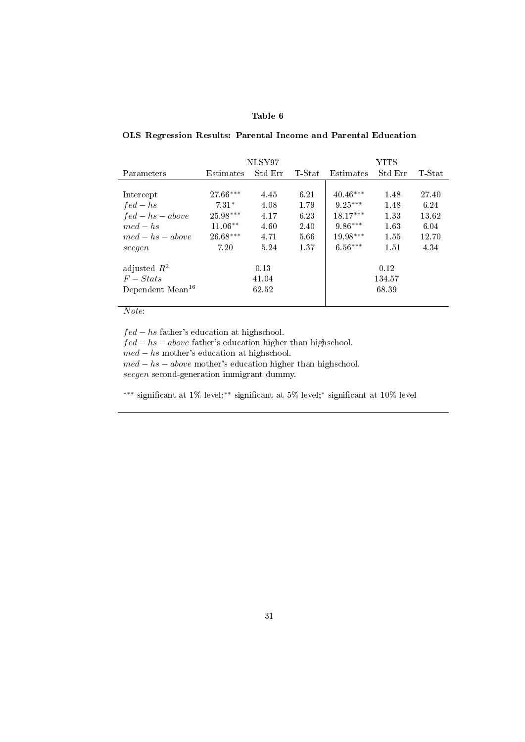**Table 6**

**OLS Regression Results: Parental Income and Parental Education**

| | NLSY97 | | | YITS | | |
|---|---|---|---|---|---|---|
| Parameters | Estimates | Std Err | T-Stat | Estimates | Std Err | T-Stat |
| Intercept | 27.66*** | 4.45 | 6.21 | 40.46*** | 1.48 | 27.40 |
| $fed-hs$ | 7.31* | 4.08 | 1.79 | 9.25*** | 1.48 | 6.24 |
| $fed-hs-above$ | 25.98*** | 4.17 | 6.23 | 18.17*** | 1.33 | 13.62 |
| $med-hs$ | 11.06** | 4.60 | 2.40 | 9.86*** | 1.63 | 6.04 |
| $med-hs-above$ | 26.68*** | 4.71 | 5.66 | 19.98*** | 1.55 | 12.70 |
| $secgen$ | 7.20 | 5.24 | 1.37 | 6.56*** | 1.51 | 4.34 |
| adjusted $R^2$ | | 0.13 | | | 0.12 | |
| $F-Stats$ | | 41.04 | | | 134.57 | |
| Dependent Mean[16] | | 62.52 | | | 68.39 | |

*Note*:

$fed-hs$ father's education at highschool.
$fed-hs-above$ father's education higher than highschool.
$med-hs$ mother's education at highschool.
$med-hs-above$ mother's education higher than highschool.
$secgen$ second-generation immigrant dummy.

*** significant at 1% level;** significant at 5% level;* significant at 10% level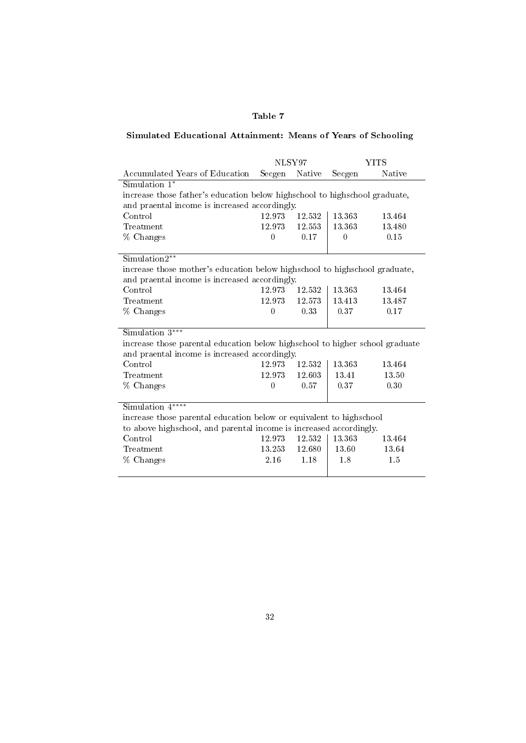Table 7

**Simulated Educational Attainment: Means of Years of Schooling**

| | NLSY97 | | YITS | |
|---|---|---|---|---|
| Accumulated Years of Education | Secgen | Native | Secgen | Native |
| Simulation 1* | | | | |
| increase those father's education below highschool to highschool graduate, and praental income is increased accordingly. | | | | |
| Control | 12.973 | 12.532 | 13.363 | 13.464 |
| Treatment | 12.973 | 12.553 | 13.363 | 13.480 |
| % Changes | 0 | 0.17 | 0 | 0.15 |
| Simulation2** | | | | |
| increase those mother's education below highschool to highschool graduate, and praental income is increased accordingly. | | | | |
| Control | 12.973 | 12.532 | 13.363 | 13.464 |
| Treatment | 12.973 | 12.573 | 13.413 | 13.487 |
| % Changes | 0 | 0.33 | 0.37 | 0.17 |
| Simulation 3*** | | | | |
| increase those parental education below highschool to higher school graduate and praental income is increased accordingly. | | | | |
| Control | 12.973 | 12.532 | 13.363 | 13.464 |
| Treatment | 12.973 | 12.603 | 13.41 | 13.50 |
| % Changes | 0 | 0.57 | 0.37 | 0.30 |
| Simulation 4**** | | | | |
| increase those parental education below or equivalent to highschool to above highschool, and parental income is increased accordingly. | | | | |
| Control | 12.973 | 12.532 | 13.363 | 13.464 |
| Treatment | 13.253 | 12.680 | 13.60 | 13.64 |
| % Changes | 2.16 | 1.18 | 1.8 | 1.5 |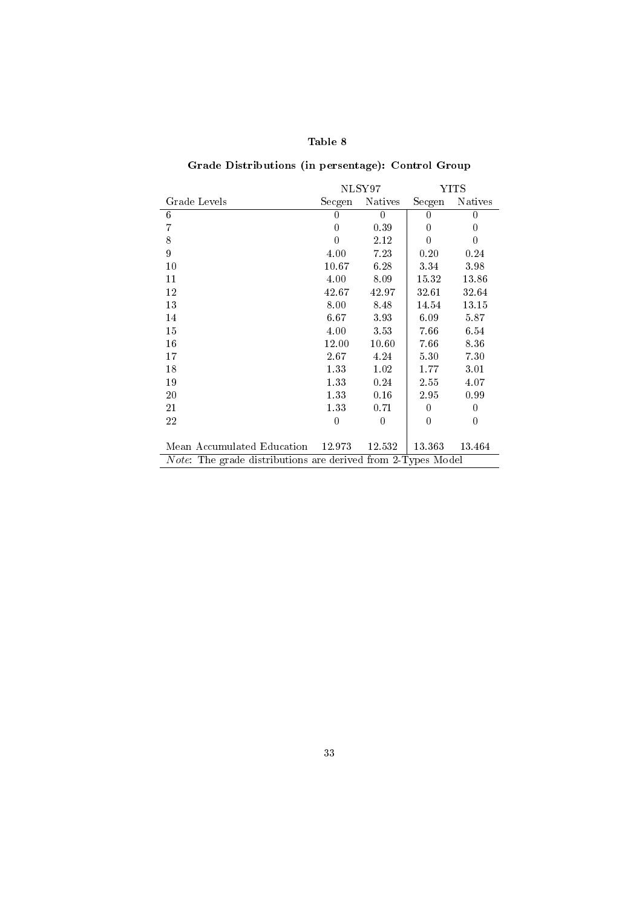# Table 8

## Grade Distributions (in persentage): Control Group

| | NLSY97 | | YITS | |
|---|---|---|---|---|
| Grade Levels | Secgen | Natives | Secgen | Natives |
| 6 | 0 | 0 | 0 | 0 |
| 7 | 0 | 0.39 | 0 | 0 |
| 8 | 0 | 2.12 | 0 | 0 |
| 9 | 4.00 | 7.23 | 0.20 | 0.24 |
| 10 | 10.67 | 6.28 | 3.34 | 3.98 |
| 11 | 4.00 | 8.09 | 15.32 | 13.86 |
| 12 | 42.67 | 42.97 | 32.61 | 32.64 |
| 13 | 8.00 | 8.48 | 14.54 | 13.15 |
| 14 | 6.67 | 3.93 | 6.09 | 5.87 |
| 15 | 4.00 | 3.53 | 7.66 | 6.54 |
| 16 | 12.00 | 10.60 | 7.66 | 8.36 |
| 17 | 2.67 | 4.24 | 5.30 | 7.30 |
| 18 | 1.33 | 1.02 | 1.77 | 3.01 |
| 19 | 1.33 | 0.24 | 2.55 | 4.07 |
| 20 | 1.33 | 0.16 | 2.95 | 0.99 |
| 21 | 1.33 | 0.71 | 0 | 0 |
| 22 | 0 | 0 | 0 | 0 |
| Mean Accumulated Education | 12.973 | 12.532 | 13.363 | 13.464 |

*Note*: The grade distributions are derived from 2-Types Model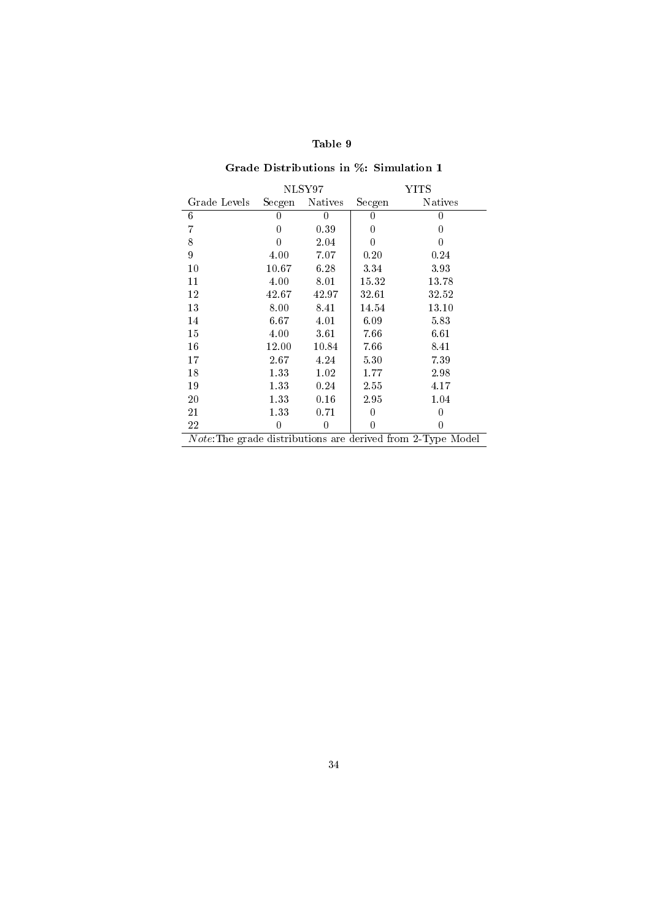**Table 9**

**Grade Distributions in %: Simulation 1**

| | NLSY97 | | YITS | |
|---|---|---|---|---|
| Grade Levels | Secgen | Natives | Secgen | Natives |
| 6 | 0 | 0 | 0 | 0 |
| 7 | 0 | 0.39 | 0 | 0 |
| 8 | 0 | 2.04 | 0 | 0 |
| 9 | 4.00 | 7.07 | 0.20 | 0.24 |
| 10 | 10.67 | 6.28 | 3.34 | 3.93 |
| 11 | 4.00 | 8.01 | 15.32 | 13.78 |
| 12 | 42.67 | 42.97 | 32.61 | 32.52 |
| 13 | 8.00 | 8.41 | 14.54 | 13.10 |
| 14 | 6.67 | 4.01 | 6.09 | 5.83 |
| 15 | 4.00 | 3.61 | 7.66 | 6.61 |
| 16 | 12.00 | 10.84 | 7.66 | 8.41 |
| 17 | 2.67 | 4.24 | 5.30 | 7.39 |
| 18 | 1.33 | 1.02 | 1.77 | 2.98 |
| 19 | 1.33 | 0.24 | 2.55 | 4.17 |
| 20 | 1.33 | 0.16 | 2.95 | 1.04 |
| 21 | 1.33 | 0.71 | 0 | 0 |
| 22 | 0 | 0 | 0 | 0 |

*Note*:The grade distributions are derived from 2-Type Model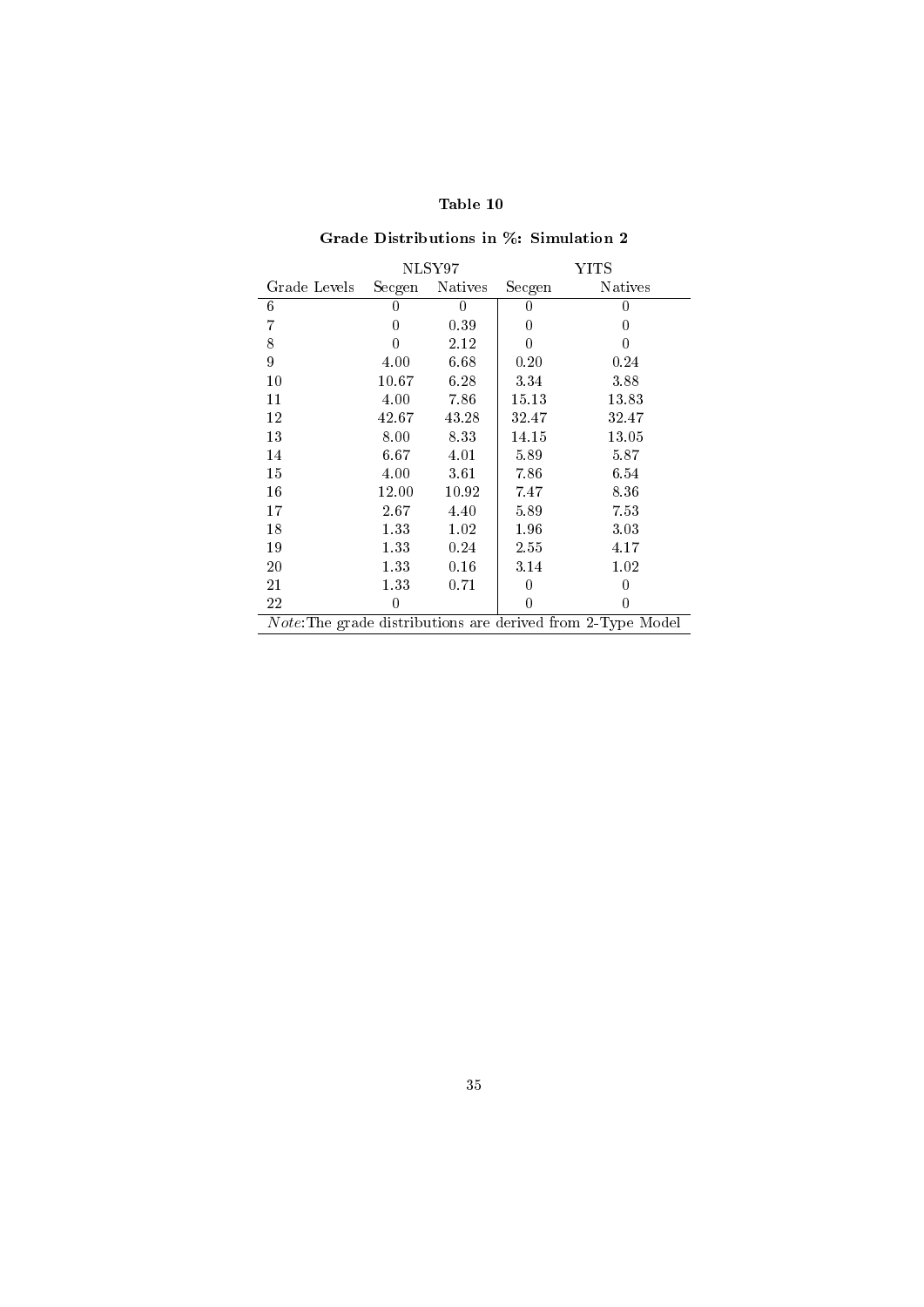# Table 10

## Grade Distributions in %: Simulation 2

| | NLSY97 | | YITS | |
|---|---|---|---|---|
| Grade Levels | Secgen | Natives | Secgen | Natives |
| 6 | 0 | 0 | 0 | 0 |
| 7 | 0 | 0.39 | 0 | 0 |
| 8 | 0 | 2.12 | 0 | 0 |
| 9 | 4.00 | 6.68 | 0.20 | 0.24 |
| 10 | 10.67 | 6.28 | 3.34 | 3.88 |
| 11 | 4.00 | 7.86 | 15.13 | 13.83 |
| 12 | 42.67 | 43.28 | 32.47 | 32.47 |
| 13 | 8.00 | 8.33 | 14.15 | 13.05 |
| 14 | 6.67 | 4.01 | 5.89 | 5.87 |
| 15 | 4.00 | 3.61 | 7.86 | 6.54 |
| 16 | 12.00 | 10.92 | 7.47 | 8.36 |
| 17 | 2.67 | 4.40 | 5.89 | 7.53 |
| 18 | 1.33 | 1.02 | 1.96 | 3.03 |
| 19 | 1.33 | 0.24 | 2.55 | 4.17 |
| 20 | 1.33 | 0.16 | 3.14 | 1.02 |
| 21 | 1.33 | 0.71 | 0 | 0 |
| 22 | 0 | | 0 | 0 |

*Note*:The grade distributions are derived from 2-Type Model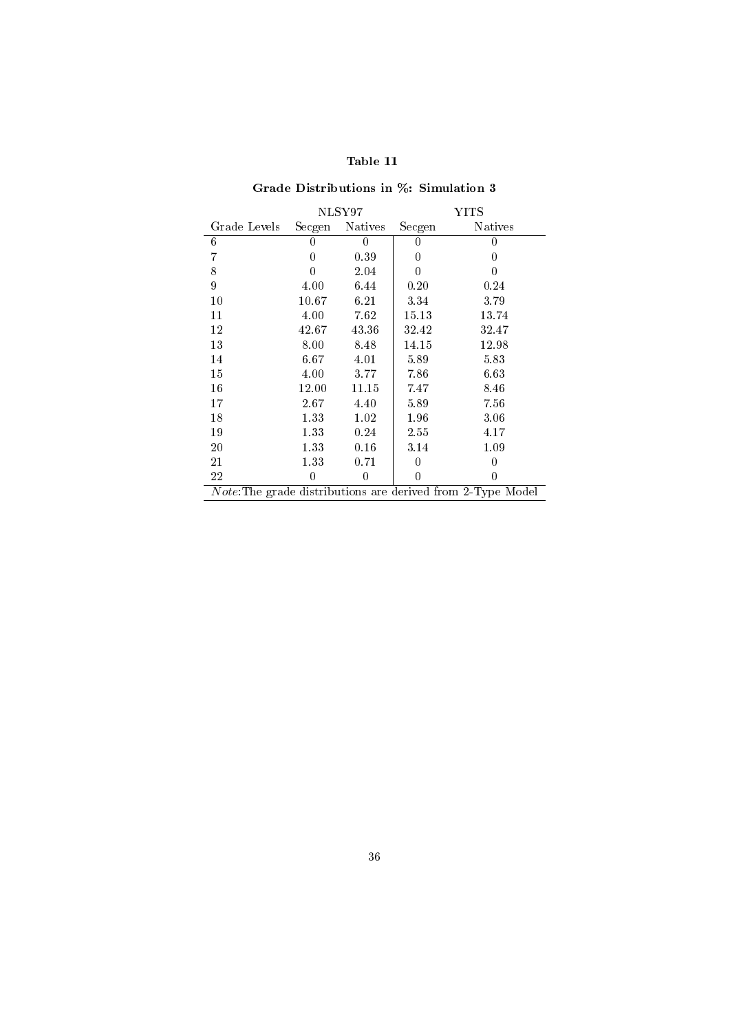### Table 11

### Grade Distributions in %: Simulation 3

| | NLSY97 | | YITS | |
|---|---|---|---|---|
| Grade Levels | Secgen | Natives | Secgen | Natives |
| 6 | 0 | 0 | 0 | 0 |
| 7 | 0 | 0.39 | 0 | 0 |
| 8 | 0 | 2.04 | 0 | 0 |
| 9 | 4.00 | 6.44 | 0.20 | 0.24 |
| 10 | 10.67 | 6.21 | 3.34 | 3.79 |
| 11 | 4.00 | 7.62 | 15.13 | 13.74 |
| 12 | 42.67 | 43.36 | 32.42 | 32.47 |
| 13 | 8.00 | 8.48 | 14.15 | 12.98 |
| 14 | 6.67 | 4.01 | 5.89 | 5.83 |
| 15 | 4.00 | 3.77 | 7.86 | 6.63 |
| 16 | 12.00 | 11.15 | 7.47 | 8.46 |
| 17 | 2.67 | 4.40 | 5.89 | 7.56 |
| 18 | 1.33 | 1.02 | 1.96 | 3.06 |
| 19 | 1.33 | 0.24 | 2.55 | 4.17 |
| 20 | 1.33 | 0.16 | 3.14 | 1.09 |
| 21 | 1.33 | 0.71 | 0 | 0 |
| 22 | 0 | 0 | 0 | 0 |

*Note*: The grade distributions are derived from 2-Type Model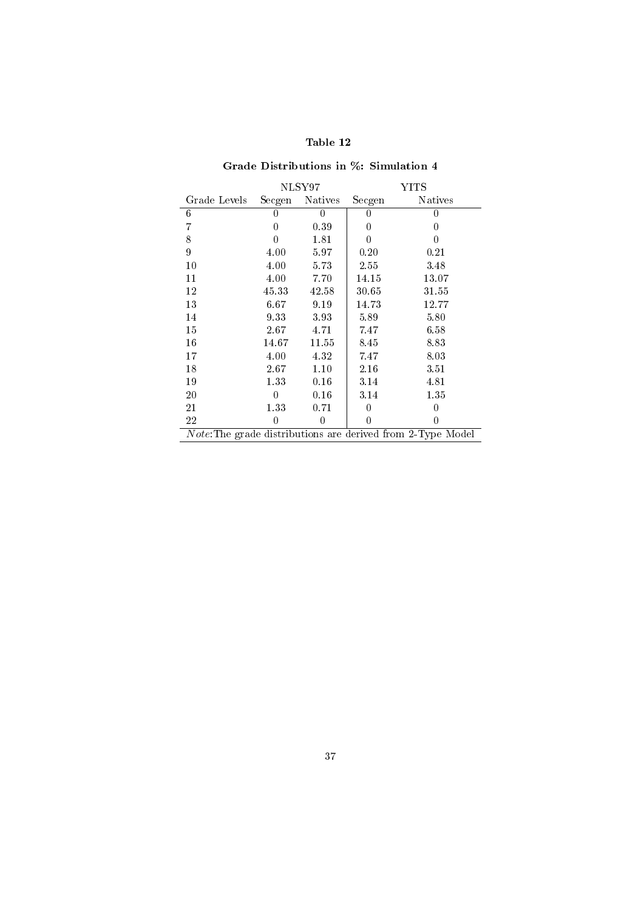**Table 12**

**Grade Distributions in %: Simulation 4**

| | NLSY97 | | YITS | |
|---|---|---|---|---|
| Grade Levels | Secgen | Natives | Secgen | Natives |
| 6 | 0 | 0 | 0 | 0 |
| 7 | 0 | 0.39 | 0 | 0 |
| 8 | 0 | 1.81 | 0 | 0 |
| 9 | 4.00 | 5.97 | 0.20 | 0.21 |
| 10 | 4.00 | 5.73 | 2.55 | 3.48 |
| 11 | 4.00 | 7.70 | 14.15 | 13.07 |
| 12 | 45.33 | 42.58 | 30.65 | 31.55 |
| 13 | 6.67 | 9.19 | 14.73 | 12.77 |
| 14 | 9.33 | 3.93 | 5.89 | 5.80 |
| 15 | 2.67 | 4.71 | 7.47 | 6.58 |
| 16 | 14.67 | 11.55 | 8.45 | 8.83 |
| 17 | 4.00 | 4.32 | 7.47 | 8.03 |
| 18 | 2.67 | 1.10 | 2.16 | 3.51 |
| 19 | 1.33 | 0.16 | 3.14 | 4.81 |
| 20 | 0 | 0.16 | 3.14 | 1.35 |
| 21 | 1.33 | 0.71 | 0 | 0 |
| 22 | 0 | 0 | 0 | 0 |

*Note*:The grade distributions are derived from 2-Type Model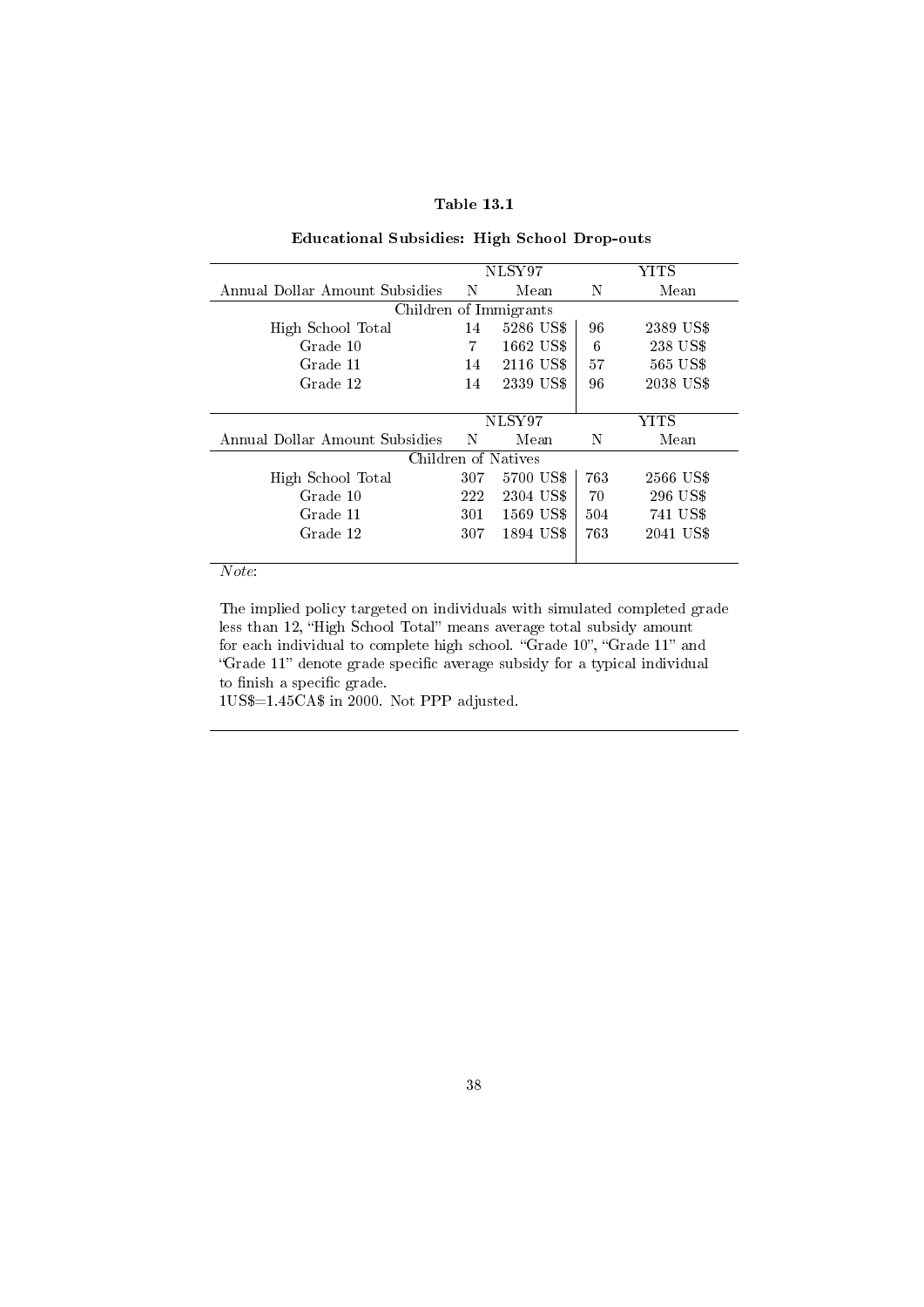**Table 13.1**

**Educational Subsidies: High School Drop-outs**

| | NLSY97 | | YITS | |
|---|---|---|---|---|
| Annual Dollar Amount Subsidies | N | Mean | N | Mean |
| Children of Immigrants | | | | |
| High School Total | 14 | 5286 US$ | 96 | 2389 US$ |
| Grade 10 | 7 | 1662 US$ | 6 | 238 US$ |
| Grade 11 | 14 | 2116 US$ | 57 | 565 US$ |
| Grade 12 | 14 | 2339 US$ | 96 | 2038 US$ |

| | NLSY97 | | YITS | |
|---|---|---|---|---|
| Annual Dollar Amount Subsidies | N | Mean | N | Mean |
| Children of Natives | | | | |
| High School Total | 307 | 5700 US$ | 763 | 2566 US$ |
| Grade 10 | 222 | 2304 US$ | 70 | 296 US$ |
| Grade 11 | 301 | 1569 US$ | 504 | 741 US$ |
| Grade 12 | 307 | 1894 US$ | 763 | 2041 US$ |

*Note*:

The implied policy targeted on individuals with simulated completed grade less than 12, "High School Total" means average total subsidy amount for each individual to complete high school. "Grade 10", "Grade 11" and "Grade 11" denote grade specific average subsidy for a typical individual to finish a specific grade.
1US$=1.45CA$ in 2000. Not PPP adjusted.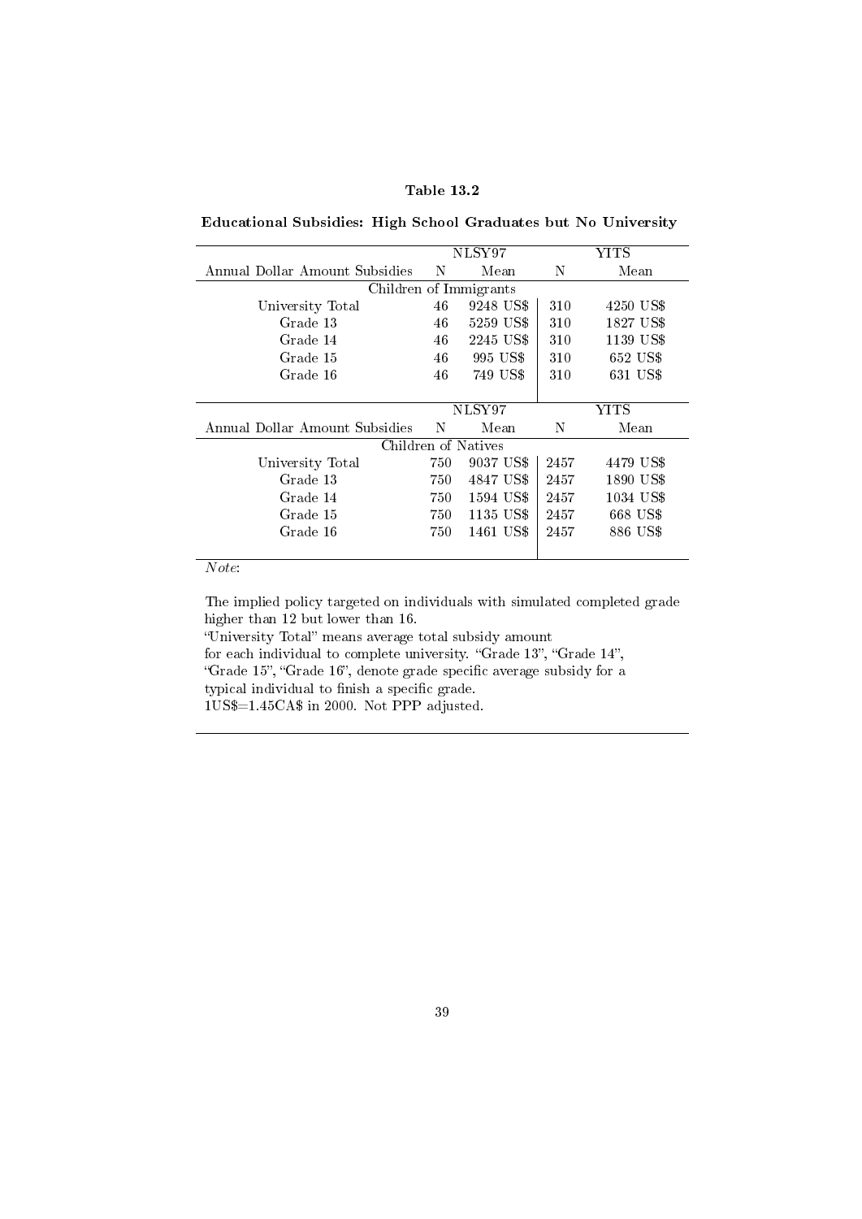**Table 13.2**

**Educational Subsidies: High School Graduates but No University**

| | NLSY97 | | YITS | |
|---|---|---|---|---|
| Annual Dollar Amount Subsidies | N | Mean | N | Mean |
| Children of Immigrants | | | | |
| University Total | 46 | 9248 US$ | 310 | 4250 US$ |
| Grade 13 | 46 | 5259 US$ | 310 | 1827 US$ |
| Grade 14 | 46 | 2245 US$ | 310 | 1139 US$ |
| Grade 15 | 46 | 995 US$ | 310 | 652 US$ |
| Grade 16 | 46 | 749 US$ | 310 | 631 US$ |

| | NLSY97 | | YITS | |
|---|---|---|---|---|
| Annual Dollar Amount Subsidies | N | Mean | N | Mean |
| Children of Natives | | | | |
| University Total | 750 | 9037 US$ | 2457 | 4479 US$ |
| Grade 13 | 750 | 4847 US$ | 2457 | 1890 US$ |
| Grade 14 | 750 | 1594 US$ | 2457 | 1034 US$ |
| Grade 15 | 750 | 1135 US$ | 2457 | 668 US$ |
| Grade 16 | 750 | 1461 US$ | 2457 | 886 US$ |

*Note*:

The implied policy targeted on individuals with simulated completed grade higher than 12 but lower than 16.
"University Total" means average total subsidy amount for each individual to complete university. "Grade 13", "Grade 14", "Grade 15", "Grade 16", denote grade specific average subsidy for a typical individual to finish a specific grade.
1US$=1.45CA$ in 2000. Not PPP adjusted.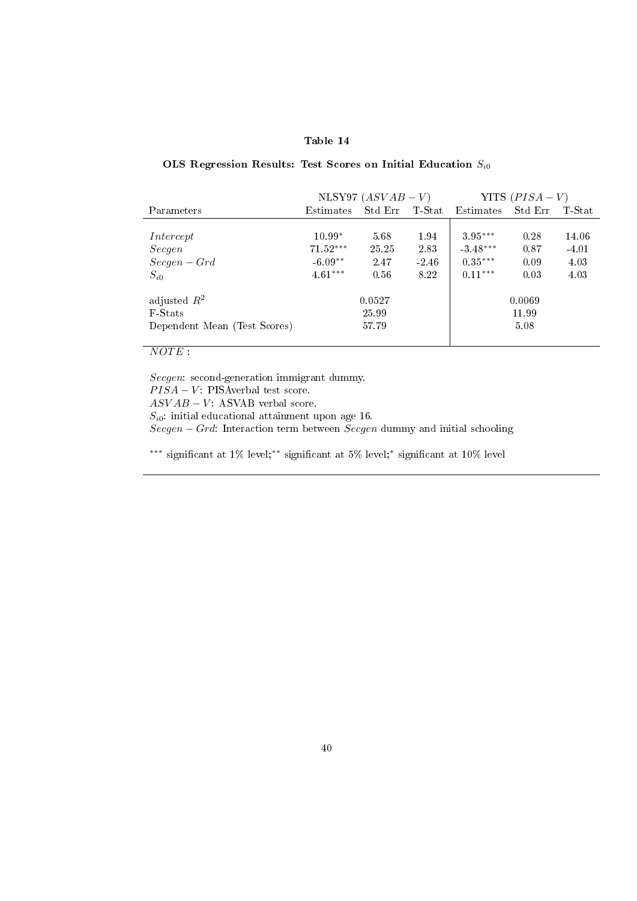Table 14

**OLS Regression Results: Test Scores on Initial Education $S_{i0}$**

| | NLSY97 ($ASVAB-V$) | | | YITS ($PISA-V$) | | |
|---|---|---|---|---|---|---|
| Parameters | Estimates | Std Err | T-Stat | Estimates | Std Err | T-Stat |
| *Intercept* | $10.99^{*}$ | 5.68 | 1.94 | $3.95^{***}$ | 0.28 | 14.06 |
| *Secgen* | $71.52^{***}$ | 25.25 | 2.83 | $-3.48^{***}$ | 0.87 | -4.01 |
| $Secgen-Grd$ | $-6.09^{**}$ | 2.47 | -2.46 | $0.35^{***}$ | 0.09 | 4.03 |
| $S_{i0}$ | $4.61^{***}$ | 0.56 | 8.22 | $0.11^{***}$ | 0.03 | 4.03 |
| adjusted $R^2$ | | 0.0527 | | | 0.0069 | |
| F-Stats | | 25.99 | | | 11.99 | |
| Dependent Mean (Test Scores) | | 57.79 | | | 5.08 | |

*NOTE* :

*Secgen*: second-generation immigrant dummy.
$PISA-V$: PISAverbal test score.
$ASVAB-V$: ASVAB verbal score.
$S_{i0}$: initial educational attainment upon age 16.
$Secgen-Grd$: Interaction term between *Secgen* dummy and initial schooling

$^{***}$ significant at 1% level;$^{**}$ significant at 5% level;$^{*}$ significant at 10% level